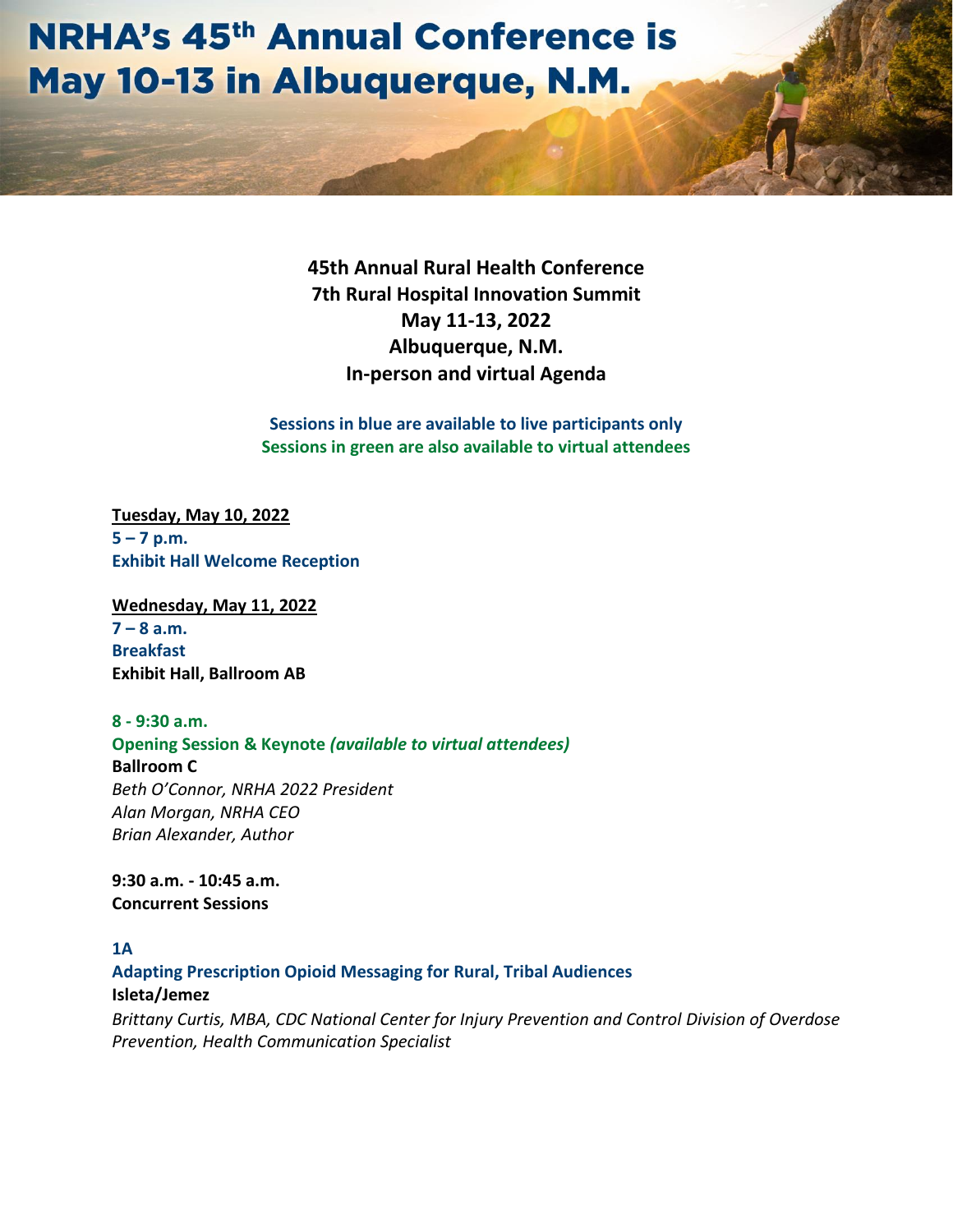# NRHA's 45th Annual Conference is May 10-13 in Albuquerque, N.M.

**45th Annual Rural Health Conference**
**7th Rural Hospital Innovation Summit**
**May 11-13, 2022**
**Albuquerque, N.M.**
**In-person and virtual Agenda**

**Sessions in blue are available to live participants only**
**Sessions in green are also available to virtual attendees**

**Tuesday, May 10, 2022**

**5 – 7 p.m.**
**Exhibit Hall Welcome Reception**

**Wednesday, May 11, 2022**

**7 – 8 a.m.**
**Breakfast**
**Exhibit Hall, Ballroom AB**

**8 - 9:30 a.m.**
**Opening Session & Keynote *(available to virtual attendees)***
**Ballroom C**
*Beth O'Connor, NRHA 2022 President*
*Alan Morgan, NRHA CEO*
*Brian Alexander, Author*

**9:30 a.m. - 10:45 a.m.**
**Concurrent Sessions**

**1A**
**Adapting Prescription Opioid Messaging for Rural, Tribal Audiences**
**Isleta/Jemez**
*Brittany Curtis, MBA, CDC National Center for Injury Prevention and Control Division of Overdose Prevention, Health Communication Specialist*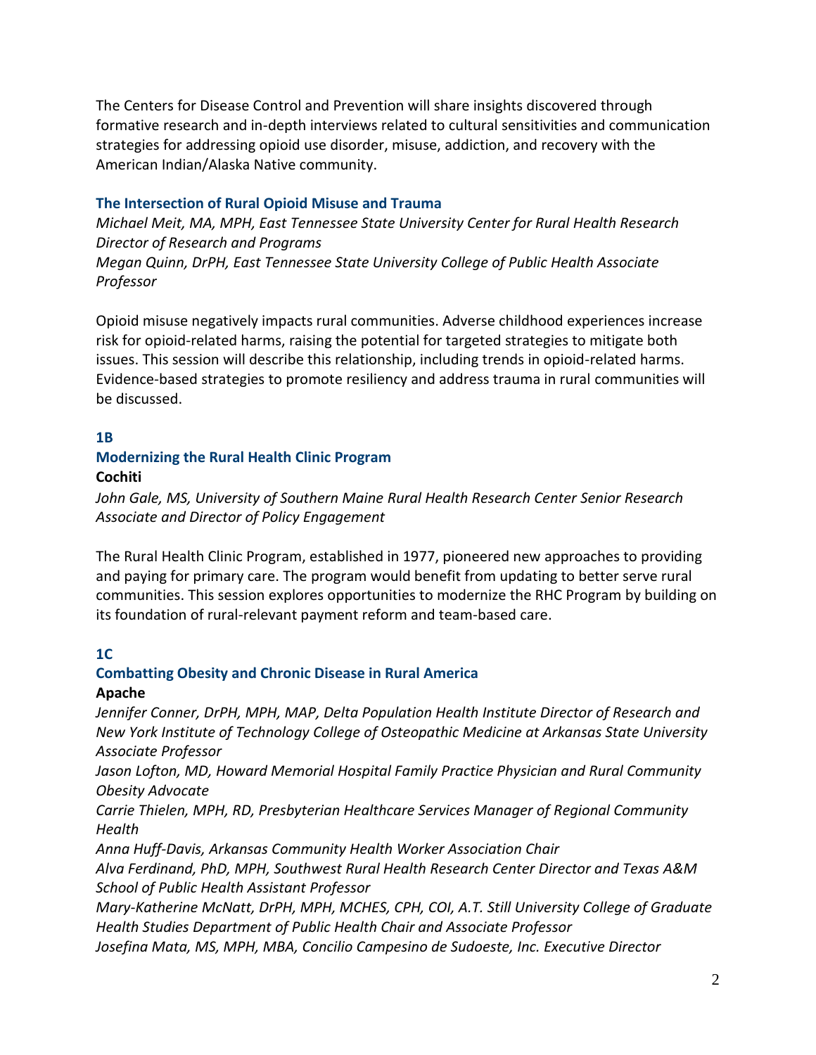The Centers for Disease Control and Prevention will share insights discovered through formative research and in-depth interviews related to cultural sensitivities and communication strategies for addressing opioid use disorder, misuse, addiction, and recovery with the American Indian/Alaska Native community.

### The Intersection of Rural Opioid Misuse and Trauma

*Michael Meit, MA, MPH, East Tennessee State University Center for Rural Health Research Director of Research and Programs*
*Megan Quinn, DrPH, East Tennessee State University College of Public Health Associate Professor*

Opioid misuse negatively impacts rural communities. Adverse childhood experiences increase risk for opioid-related harms, raising the potential for targeted strategies to mitigate both issues. This session will describe this relationship, including trends in opioid-related harms. Evidence-based strategies to promote resiliency and address trauma in rural communities will be discussed.

### 1B

### Modernizing the Rural Health Clinic Program

**Cochiti**

*John Gale, MS, University of Southern Maine Rural Health Research Center Senior Research Associate and Director of Policy Engagement*

The Rural Health Clinic Program, established in 1977, pioneered new approaches to providing and paying for primary care. The program would benefit from updating to better serve rural communities. This session explores opportunities to modernize the RHC Program by building on its foundation of rural-relevant payment reform and team-based care.

### 1C

### Combatting Obesity and Chronic Disease in Rural America

**Apache**

*Jennifer Conner, DrPH, MPH, MAP, Delta Population Health Institute Director of Research and New York Institute of Technology College of Osteopathic Medicine at Arkansas State University Associate Professor*
*Jason Lofton, MD, Howard Memorial Hospital Family Practice Physician and Rural Community Obesity Advocate*
*Carrie Thielen, MPH, RD, Presbyterian Healthcare Services Manager of Regional Community Health*
*Anna Huff-Davis, Arkansas Community Health Worker Association Chair*
*Alva Ferdinand, PhD, MPH, Southwest Rural Health Research Center Director and Texas A&M School of Public Health Assistant Professor*
*Mary-Katherine McNatt, DrPH, MPH, MCHES, CPH, COI, A.T. Still University College of Graduate Health Studies Department of Public Health Chair and Associate Professor*
*Josefina Mata, MS, MPH, MBA, Concilio Campesino de Sudoeste, Inc. Executive Director*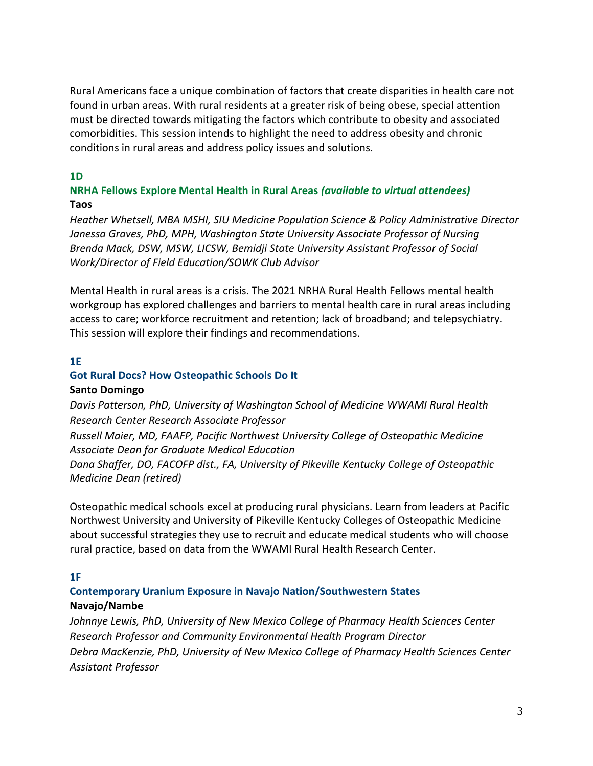Rural Americans face a unique combination of factors that create disparities in health care not found in urban areas. With rural residents at a greater risk of being obese, special attention must be directed towards mitigating the factors which contribute to obesity and associated comorbidities. This session intends to highlight the need to address obesity and chronic conditions in rural areas and address policy issues and solutions.

### 1D

### NRHA Fellows Explore Mental Health in Rural Areas *(available to virtual attendees)*

**Taos**

*Heather Whetsell, MBA MSHI, SIU Medicine Population Science & Policy Administrative Director*
*Janessa Graves, PhD, MPH, Washington State University Associate Professor of Nursing*
*Brenda Mack, DSW, MSW, LICSW, Bemidji State University Assistant Professor of Social Work/Director of Field Education/SOWK Club Advisor*

Mental Health in rural areas is a crisis. The 2021 NRHA Rural Health Fellows mental health workgroup has explored challenges and barriers to mental health care in rural areas including access to care; workforce recruitment and retention; lack of broadband; and telepsychiatry. This session will explore their findings and recommendations.

### 1E

### Got Rural Docs? How Osteopathic Schools Do It

**Santo Domingo**

*Davis Patterson, PhD, University of Washington School of Medicine WWAMI Rural Health Research Center Research Associate Professor*
*Russell Maier, MD, FAAFP, Pacific Northwest University College of Osteopathic Medicine Associate Dean for Graduate Medical Education*
*Dana Shaffer, DO, FACOFP dist., FA, University of Pikeville Kentucky College of Osteopathic Medicine Dean (retired)*

Osteopathic medical schools excel at producing rural physicians. Learn from leaders at Pacific Northwest University and University of Pikeville Kentucky Colleges of Osteopathic Medicine about successful strategies they use to recruit and educate medical students who will choose rural practice, based on data from the WWAMI Rural Health Research Center.

### 1F

### Contemporary Uranium Exposure in Navajo Nation/Southwestern States

**Navajo/Nambe**

*Johnnye Lewis, PhD, University of New Mexico College of Pharmacy Health Sciences Center Research Professor and Community Environmental Health Program Director*
*Debra MacKenzie, PhD, University of New Mexico College of Pharmacy Health Sciences Center Assistant Professor*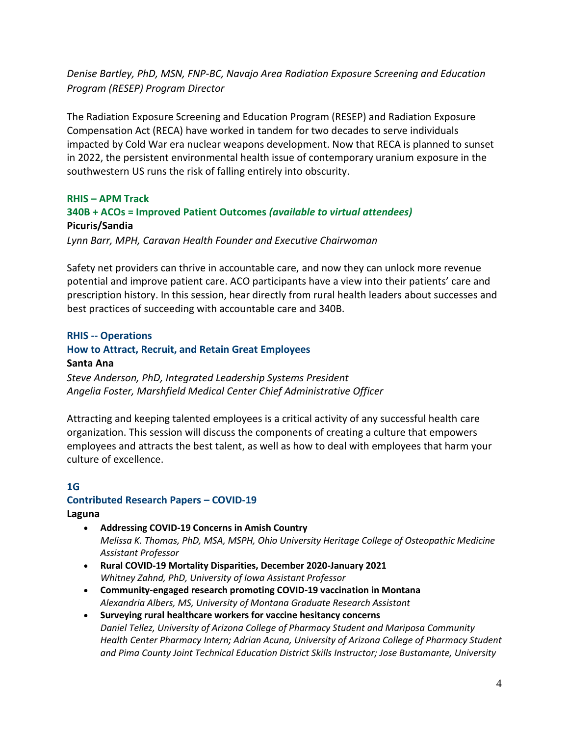*Denise Bartley, PhD, MSN, FNP-BC, Navajo Area Radiation Exposure Screening and Education Program (RESEP) Program Director*

The Radiation Exposure Screening and Education Program (RESEP) and Radiation Exposure Compensation Act (RECA) have worked in tandem for two decades to serve individuals impacted by Cold War era nuclear weapons development. Now that RECA is planned to sunset in 2022, the persistent environmental health issue of contemporary uranium exposure in the southwestern US runs the risk of falling entirely into obscurity.

**RHIS – APM Track**
**340B + ACOs = Improved Patient Outcomes *(available to virtual attendees)***
**Picuris/Sandia**
*Lynn Barr, MPH, Caravan Health Founder and Executive Chairwoman*

Safety net providers can thrive in accountable care, and now they can unlock more revenue potential and improve patient care. ACO participants have a view into their patients' care and prescription history. In this session, hear directly from rural health leaders about successes and best practices of succeeding with accountable care and 340B.

**RHIS -- Operations**
**How to Attract, Recruit, and Retain Great Employees**
**Santa Ana**
*Steve Anderson, PhD, Integrated Leadership Systems President*
*Angelia Foster, Marshfield Medical Center Chief Administrative Officer*

Attracting and keeping talented employees is a critical activity of any successful health care organization. This session will discuss the components of creating a culture that empowers employees and attracts the best talent, as well as how to deal with employees that harm your culture of excellence.

**1G**
**Contributed Research Papers – COVID-19**
**Laguna**

- **Addressing COVID-19 Concerns in Amish Country**
  *Melissa K. Thomas, PhD, MSA, MSPH, Ohio University Heritage College of Osteopathic Medicine Assistant Professor*
- **Rural COVID-19 Mortality Disparities, December 2020-January 2021**
  *Whitney Zahnd, PhD, University of Iowa Assistant Professor*
- **Community-engaged research promoting COVID-19 vaccination in Montana**
  *Alexandria Albers, MS, University of Montana Graduate Research Assistant*
- **Surveying rural healthcare workers for vaccine hesitancy concerns**
  *Daniel Tellez, University of Arizona College of Pharmacy Student and Mariposa Community Health Center Pharmacy Intern; Adrian Acuna, University of Arizona College of Pharmacy Student and Pima County Joint Technical Education District Skills Instructor; Jose Bustamante, University*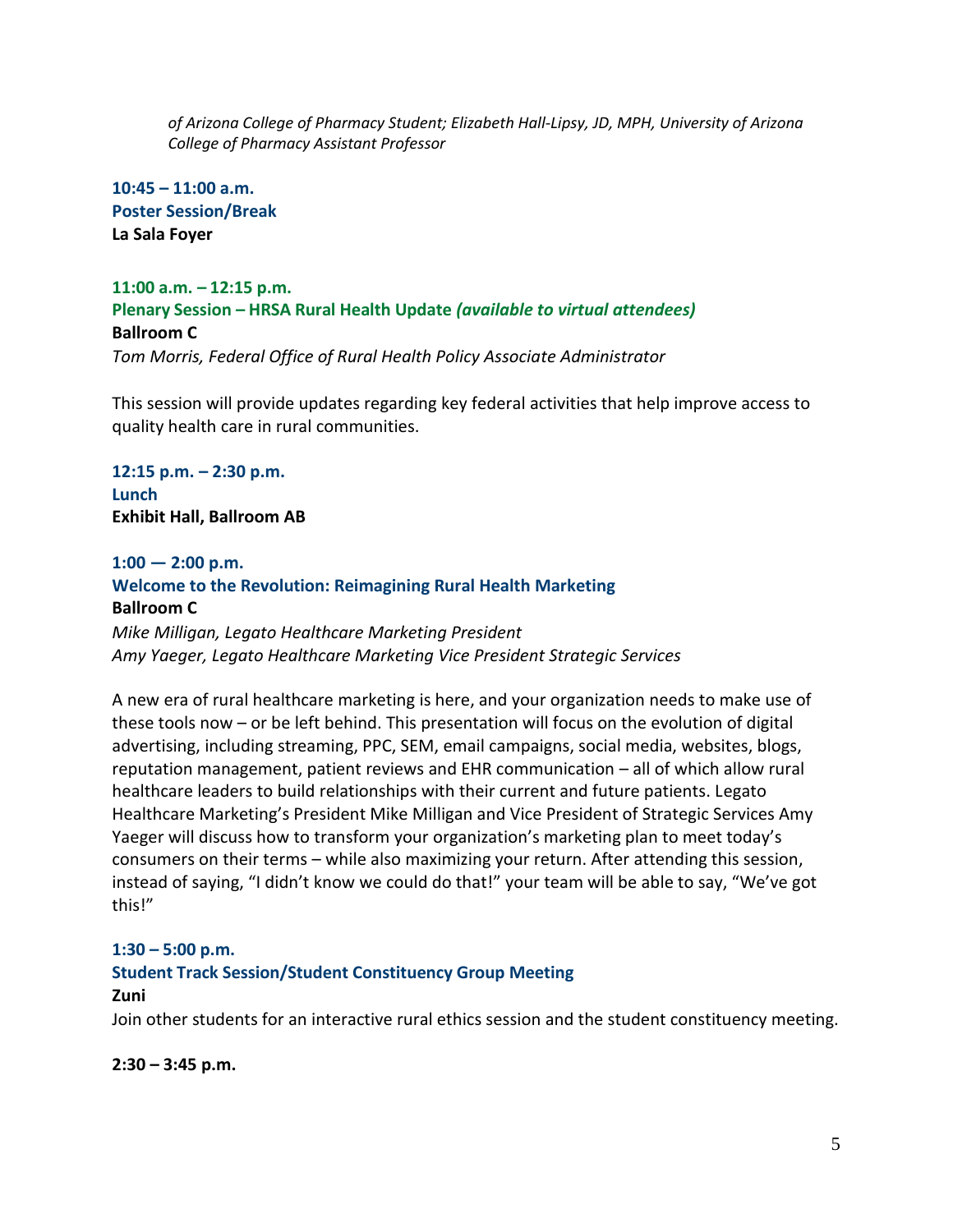*of Arizona College of Pharmacy Student; Elizabeth Hall-Lipsy, JD, MPH, University of Arizona College of Pharmacy Assistant Professor*

**10:45 – 11:00 a.m.**
**Poster Session/Break**
**La Sala Foyer**

**11:00 a.m. – 12:15 p.m.**
**Plenary Session – HRSA Rural Health Update *(available to virtual attendees)***
**Ballroom C**
*Tom Morris, Federal Office of Rural Health Policy Associate Administrator*

This session will provide updates regarding key federal activities that help improve access to quality health care in rural communities.

**12:15 p.m. – 2:30 p.m.**
**Lunch**
**Exhibit Hall, Ballroom AB**

**1:00 — 2:00 p.m.**
**Welcome to the Revolution: Reimagining Rural Health Marketing**
**Ballroom C**
*Mike Milligan, Legato Healthcare Marketing President*
*Amy Yaeger, Legato Healthcare Marketing Vice President Strategic Services*

A new era of rural healthcare marketing is here, and your organization needs to make use of these tools now – or be left behind. This presentation will focus on the evolution of digital advertising, including streaming, PPC, SEM, email campaigns, social media, websites, blogs, reputation management, patient reviews and EHR communication – all of which allow rural healthcare leaders to build relationships with their current and future patients. Legato Healthcare Marketing's President Mike Milligan and Vice President of Strategic Services Amy Yaeger will discuss how to transform your organization's marketing plan to meet today's consumers on their terms – while also maximizing your return. After attending this session, instead of saying, "I didn't know we could do that!" your team will be able to say, "We've got this!"

**1:30 – 5:00 p.m.**
**Student Track Session/Student Constituency Group Meeting**
**Zuni**
Join other students for an interactive rural ethics session and the student constituency meeting.

**2:30 – 3:45 p.m.**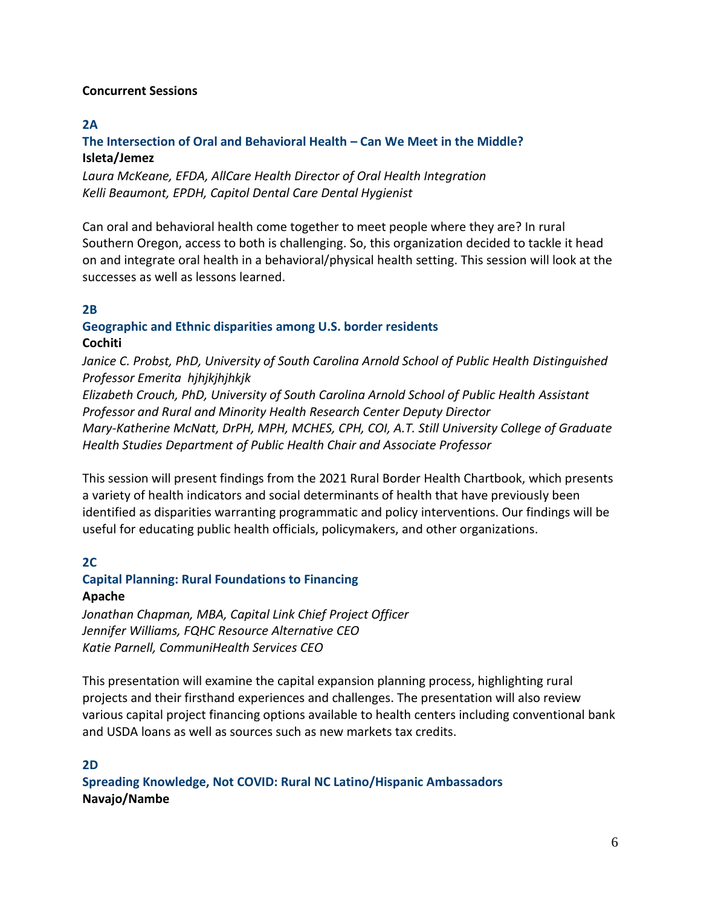**Concurrent Sessions**

**2A**

**The Intersection of Oral and Behavioral Health – Can We Meet in the Middle?**

**Isleta/Jemez**

*Laura McKeane, EFDA, AllCare Health Director of Oral Health Integration*
*Kelli Beaumont, EPDH, Capitol Dental Care Dental Hygienist*

Can oral and behavioral health come together to meet people where they are? In rural Southern Oregon, access to both is challenging. So, this organization decided to tackle it head on and integrate oral health in a behavioral/physical health setting. This session will look at the successes as well as lessons learned.

**2B**

**Geographic and Ethnic disparities among U.S. border residents**

**Cochiti**

*Janice C. Probst, PhD, University of South Carolina Arnold School of Public Health Distinguished Professor Emerita hjhjkjhjhkjk*
*Elizabeth Crouch, PhD, University of South Carolina Arnold School of Public Health Assistant Professor and Rural and Minority Health Research Center Deputy Director*
*Mary-Katherine McNatt, DrPH, MPH, MCHES, CPH, COI, A.T. Still University College of Graduate Health Studies Department of Public Health Chair and Associate Professor*

This session will present findings from the 2021 Rural Border Health Chartbook, which presents a variety of health indicators and social determinants of health that have previously been identified as disparities warranting programmatic and policy interventions. Our findings will be useful for educating public health officials, policymakers, and other organizations.

**2C**

**Capital Planning: Rural Foundations to Financing**

**Apache**

*Jonathan Chapman, MBA, Capital Link Chief Project Officer*
*Jennifer Williams, FQHC Resource Alternative CEO*
*Katie Parnell, CommuniHealth Services CEO*

This presentation will examine the capital expansion planning process, highlighting rural projects and their firsthand experiences and challenges. The presentation will also review various capital project financing options available to health centers including conventional bank and USDA loans as well as sources such as new markets tax credits.

**2D**

**Spreading Knowledge, Not COVID: Rural NC Latino/Hispanic Ambassadors**

**Navajo/Nambe**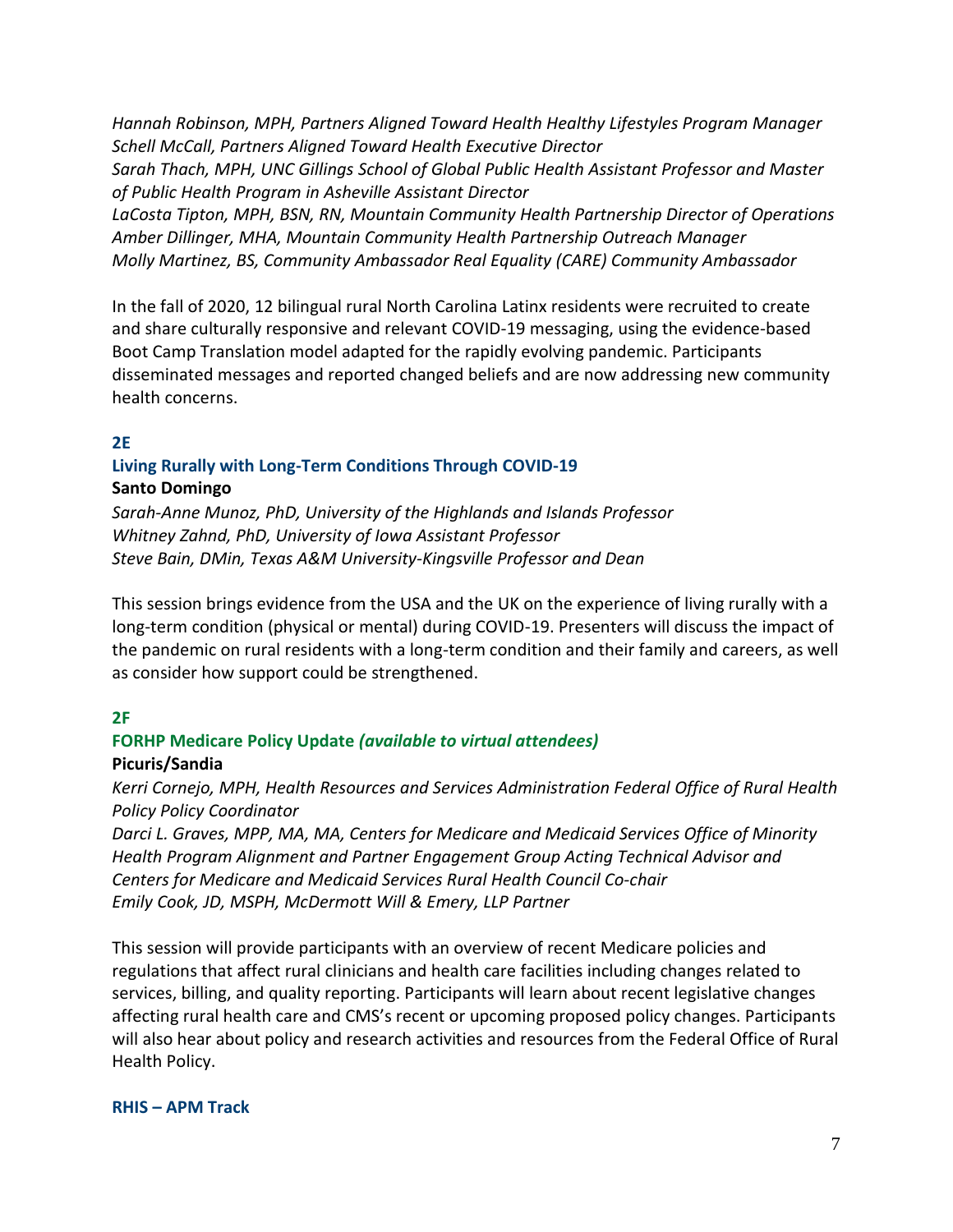*Hannah Robinson, MPH, Partners Aligned Toward Health Healthy Lifestyles Program Manager*
*Schell McCall, Partners Aligned Toward Health Executive Director*
*Sarah Thach, MPH, UNC Gillings School of Global Public Health Assistant Professor and Master of Public Health Program in Asheville Assistant Director*
*LaCosta Tipton, MPH, BSN, RN, Mountain Community Health Partnership Director of Operations*
*Amber Dillinger, MHA, Mountain Community Health Partnership Outreach Manager*
*Molly Martinez, BS, Community Ambassador Real Equality (CARE) Community Ambassador*

In the fall of 2020, 12 bilingual rural North Carolina Latinx residents were recruited to create and share culturally responsive and relevant COVID-19 messaging, using the evidence-based Boot Camp Translation model adapted for the rapidly evolving pandemic. Participants disseminated messages and reported changed beliefs and are now addressing new community health concerns.

### 2E

### Living Rurally with Long-Term Conditions Through COVID-19

**Santo Domingo**

*Sarah-Anne Munoz, PhD, University of the Highlands and Islands Professor*
*Whitney Zahnd, PhD, University of Iowa Assistant Professor*
*Steve Bain, DMin, Texas A&M University-Kingsville Professor and Dean*

This session brings evidence from the USA and the UK on the experience of living rurally with a long-term condition (physical or mental) during COVID-19. Presenters will discuss the impact of the pandemic on rural residents with a long-term condition and their family and careers, as well as consider how support could be strengthened.

### 2F

### FORHP Medicare Policy Update *(available to virtual attendees)*

**Picuris/Sandia**

*Kerri Cornejo, MPH, Health Resources and Services Administration Federal Office of Rural Health Policy Policy Coordinator*
*Darci L. Graves, MPP, MA, MA, Centers for Medicare and Medicaid Services Office of Minority Health Program Alignment and Partner Engagement Group Acting Technical Advisor and Centers for Medicare and Medicaid Services Rural Health Council Co-chair*
*Emily Cook, JD, MSPH, McDermott Will & Emery, LLP Partner*

This session will provide participants with an overview of recent Medicare policies and regulations that affect rural clinicians and health care facilities including changes related to services, billing, and quality reporting. Participants will learn about recent legislative changes affecting rural health care and CMS's recent or upcoming proposed policy changes. Participants will also hear about policy and research activities and resources from the Federal Office of Rural Health Policy.

### RHIS – APM Track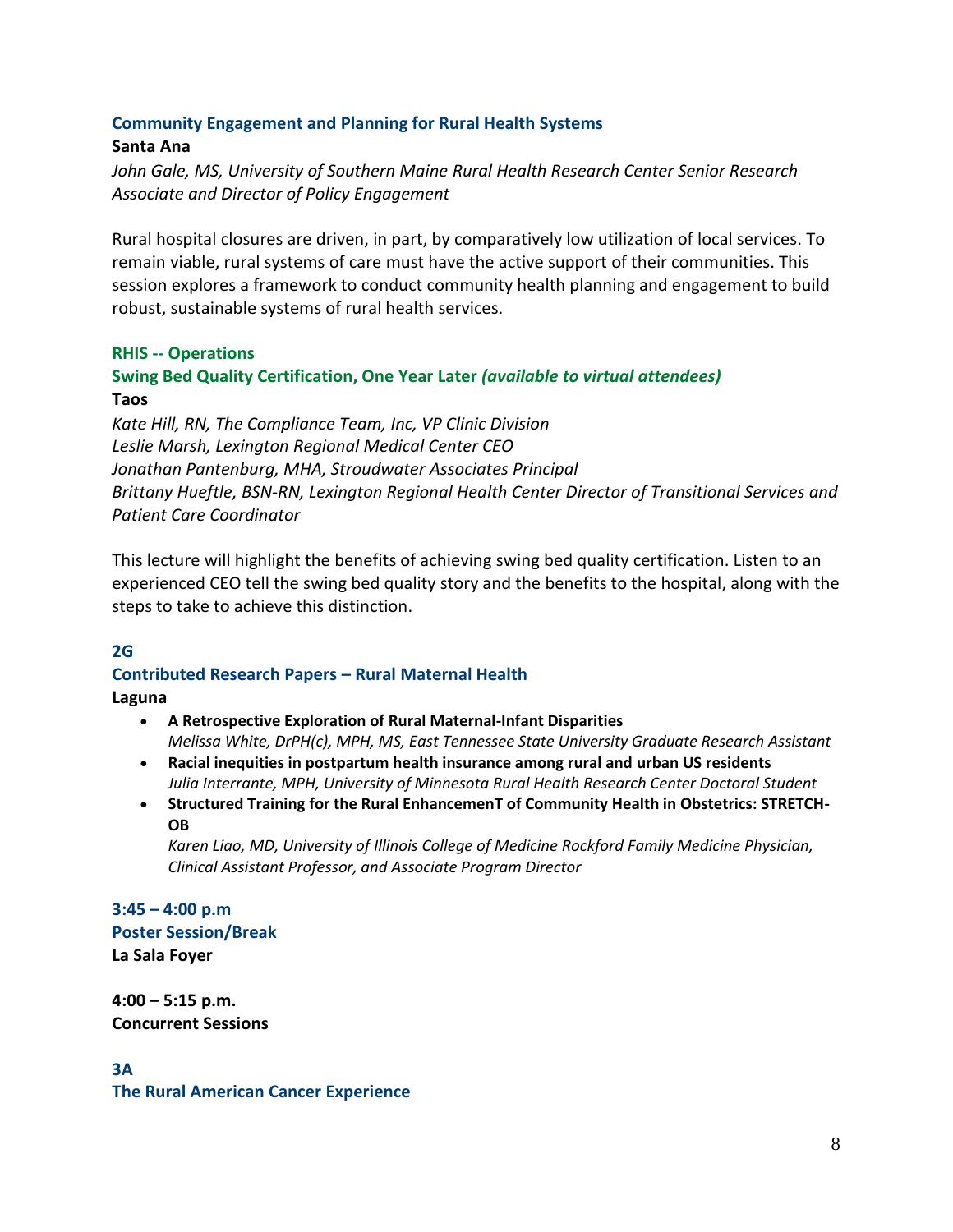### Community Engagement and Planning for Rural Health Systems

**Santa Ana**

*John Gale, MS, University of Southern Maine Rural Health Research Center Senior Research Associate and Director of Policy Engagement*

Rural hospital closures are driven, in part, by comparatively low utilization of local services. To remain viable, rural systems of care must have the active support of their communities. This session explores a framework to conduct community health planning and engagement to build robust, sustainable systems of rural health services.

### RHIS -- Operations

### Swing Bed Quality Certification, One Year Later *(available to virtual attendees)*

**Taos**

*Kate Hill, RN, The Compliance Team, Inc, VP Clinic Division*
*Leslie Marsh, Lexington Regional Medical Center CEO*
*Jonathan Pantenburg, MHA, Stroudwater Associates Principal*
*Brittany Hueftle, BSN-RN, Lexington Regional Health Center Director of Transitional Services and Patient Care Coordinator*

This lecture will highlight the benefits of achieving swing bed quality certification. Listen to an experienced CEO tell the swing bed quality story and the benefits to the hospital, along with the steps to take to achieve this distinction.

### 2G

### Contributed Research Papers – Rural Maternal Health

**Laguna**

- **A Retrospective Exploration of Rural Maternal-Infant Disparities**
  *Melissa White, DrPH(c), MPH, MS, East Tennessee State University Graduate Research Assistant*
- **Racial inequities in postpartum health insurance among rural and urban US residents**
  *Julia Interrante, MPH, University of Minnesota Rural Health Research Center Doctoral Student*
- **Structured Training for the Rural EnhancementT of Community Health in Obstetrics: STRETCH-OB**
  *Karen Liao, MD, University of Illinois College of Medicine Rockford Family Medicine Physician, Clinical Assistant Professor, and Associate Program Director*

### 3:45 – 4:00 p.m

### Poster Session/Break

**La Sala Foyer**

**4:00 – 5:15 p.m.**
**Concurrent Sessions**

### 3A

### The Rural American Cancer Experience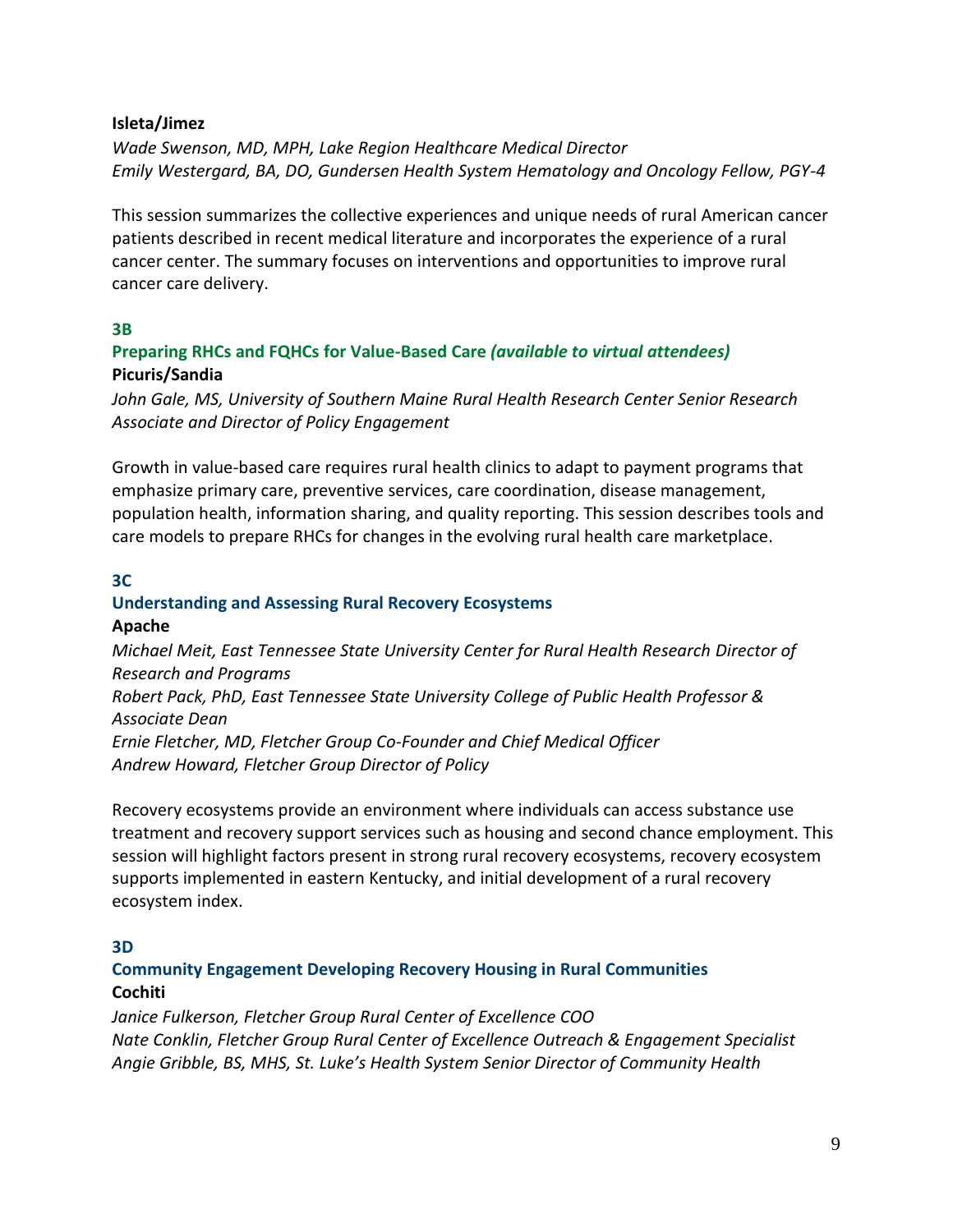**Isleta/Jimez**

*Wade Swenson, MD, MPH, Lake Region Healthcare Medical Director*
*Emily Westergard, BA, DO, Gundersen Health System Hematology and Oncology Fellow, PGY-4*

This session summarizes the collective experiences and unique needs of rural American cancer patients described in recent medical literature and incorporates the experience of a rural cancer center. The summary focuses on interventions and opportunities to improve rural cancer care delivery.

### 3B

### Preparing RHCs and FQHCs for Value-Based Care *(available to virtual attendees)*

**Picuris/Sandia**

*John Gale, MS, University of Southern Maine Rural Health Research Center Senior Research Associate and Director of Policy Engagement*

Growth in value-based care requires rural health clinics to adapt to payment programs that emphasize primary care, preventive services, care coordination, disease management, population health, information sharing, and quality reporting. This session describes tools and care models to prepare RHCs for changes in the evolving rural health care marketplace.

### 3C

### Understanding and Assessing Rural Recovery Ecosystems

**Apache**

*Michael Meit, East Tennessee State University Center for Rural Health Research Director of Research and Programs*
*Robert Pack, PhD, East Tennessee State University College of Public Health Professor & Associate Dean*
*Ernie Fletcher, MD, Fletcher Group Co-Founder and Chief Medical Officer*
*Andrew Howard, Fletcher Group Director of Policy*

Recovery ecosystems provide an environment where individuals can access substance use treatment and recovery support services such as housing and second chance employment. This session will highlight factors present in strong rural recovery ecosystems, recovery ecosystem supports implemented in eastern Kentucky, and initial development of a rural recovery ecosystem index.

### 3D

### Community Engagement Developing Recovery Housing in Rural Communities

**Cochiti**

*Janice Fulkerson, Fletcher Group Rural Center of Excellence COO*
*Nate Conklin, Fletcher Group Rural Center of Excellence Outreach & Engagement Specialist*
*Angie Gribble, BS, MHS, St. Luke's Health System Senior Director of Community Health*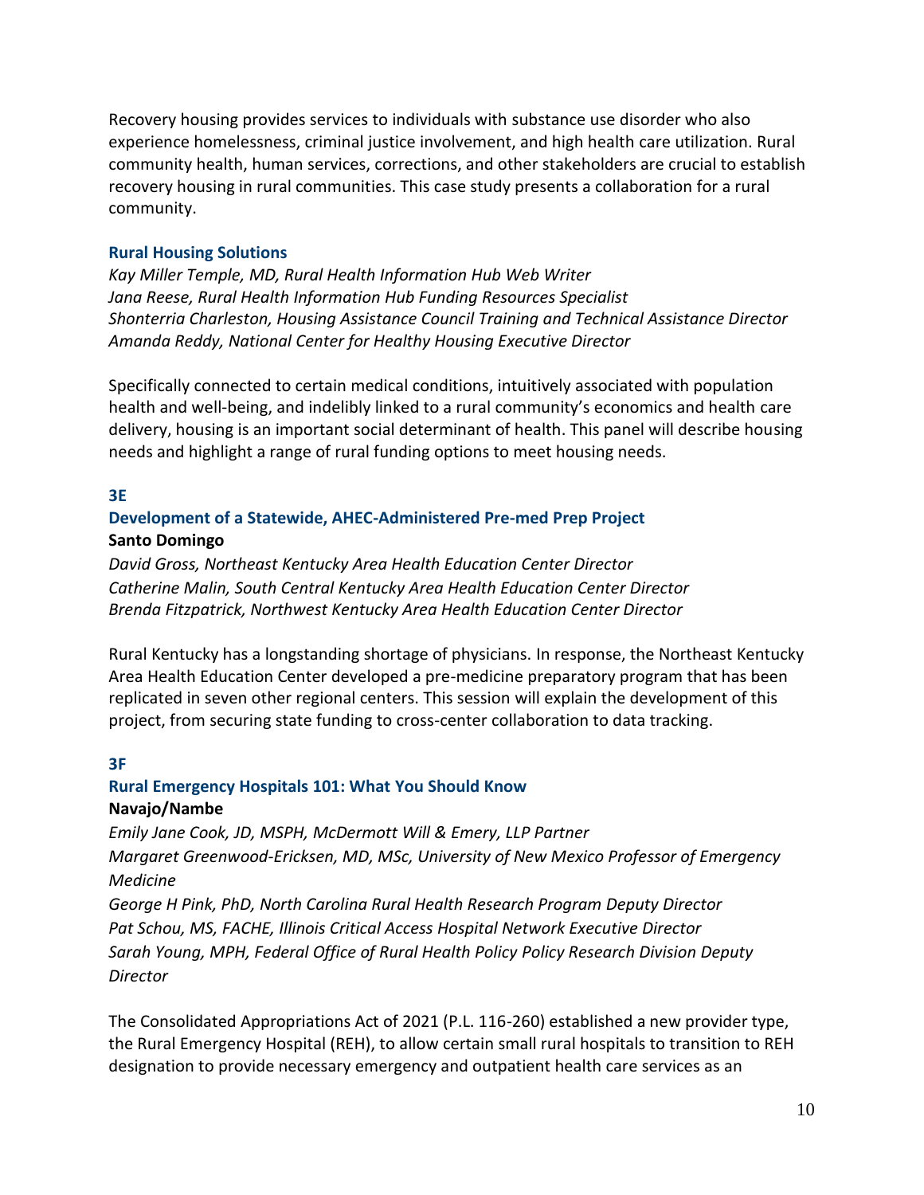Recovery housing provides services to individuals with substance use disorder who also experience homelessness, criminal justice involvement, and high health care utilization. Rural community health, human services, corrections, and other stakeholders are crucial to establish recovery housing in rural communities. This case study presents a collaboration for a rural community.

### Rural Housing Solutions

*Kay Miller Temple, MD, Rural Health Information Hub Web Writer*
*Jana Reese, Rural Health Information Hub Funding Resources Specialist*
*Shonterria Charleston, Housing Assistance Council Training and Technical Assistance Director*
*Amanda Reddy, National Center for Healthy Housing Executive Director*

Specifically connected to certain medical conditions, intuitively associated with population health and well-being, and indelibly linked to a rural community's economics and health care delivery, housing is an important social determinant of health. This panel will describe housing needs and highlight a range of rural funding options to meet housing needs.

## 3E

### Development of a Statewide, AHEC-Administered Pre-med Prep Project

**Santo Domingo**

*David Gross, Northeast Kentucky Area Health Education Center Director*
*Catherine Malin, South Central Kentucky Area Health Education Center Director*
*Brenda Fitzpatrick, Northwest Kentucky Area Health Education Center Director*

Rural Kentucky has a longstanding shortage of physicians. In response, the Northeast Kentucky Area Health Education Center developed a pre-medicine preparatory program that has been replicated in seven other regional centers. This session will explain the development of this project, from securing state funding to cross-center collaboration to data tracking.

## 3F

### Rural Emergency Hospitals 101: What You Should Know

**Navajo/Nambe**

*Emily Jane Cook, JD, MSPH, McDermott Will & Emery, LLP Partner*
*Margaret Greenwood-Ericksen, MD, MSc, University of New Mexico Professor of Emergency Medicine*
*George H Pink, PhD, North Carolina Rural Health Research Program Deputy Director*
*Pat Schou, MS, FACHE, Illinois Critical Access Hospital Network Executive Director*
*Sarah Young, MPH, Federal Office of Rural Health Policy Policy Research Division Deputy Director*

The Consolidated Appropriations Act of 2021 (P.L. 116-260) established a new provider type, the Rural Emergency Hospital (REH), to allow certain small rural hospitals to transition to REH designation to provide necessary emergency and outpatient health care services as an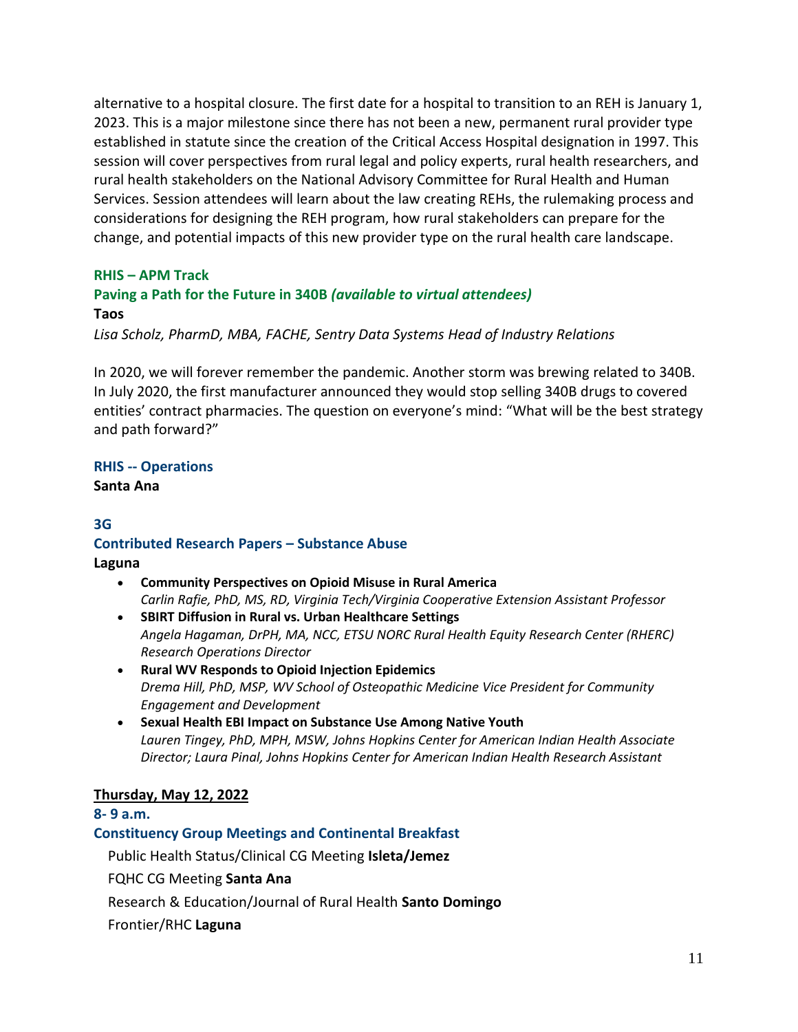alternative to a hospital closure. The first date for a hospital to transition to an REH is January 1, 2023. This is a major milestone since there has not been a new, permanent rural provider type established in statute since the creation of the Critical Access Hospital designation in 1997. This session will cover perspectives from rural legal and policy experts, rural health researchers, and rural health stakeholders on the National Advisory Committee for Rural Health and Human Services. Session attendees will learn about the law creating REHs, the rulemaking process and considerations for designing the REH program, how rural stakeholders can prepare for the change, and potential impacts of this new provider type on the rural health care landscape.

**RHIS – APM Track**

**Paving a Path for the Future in 340B *(available to virtual attendees)***

**Taos**

*Lisa Scholz, PharmD, MBA, FACHE, Sentry Data Systems Head of Industry Relations*

In 2020, we will forever remember the pandemic. Another storm was brewing related to 340B. In July 2020, the first manufacturer announced they would stop selling 340B drugs to covered entities' contract pharmacies. The question on everyone's mind: "What will be the best strategy and path forward?"

**RHIS -- Operations**

**Santa Ana**

**3G**

**Contributed Research Papers – Substance Abuse**

**Laguna**

- **Community Perspectives on Opioid Misuse in Rural America**
  *Carlin Rafie, PhD, MS, RD, Virginia Tech/Virginia Cooperative Extension Assistant Professor*
- **SBIRT Diffusion in Rural vs. Urban Healthcare Settings**
  *Angela Hagaman, DrPH, MA, NCC, ETSU NORC Rural Health Equity Research Center (RHERC) Research Operations Director*
- **Rural WV Responds to Opioid Injection Epidemics**
  *Drema Hill, PhD, MSP, WV School of Osteopathic Medicine Vice President for Community Engagement and Development*
- **Sexual Health EBI Impact on Substance Use Among Native Youth**
  *Lauren Tingey, PhD, MPH, MSW, Johns Hopkins Center for American Indian Health Associate Director; Laura Pinal, Johns Hopkins Center for American Indian Health Research Assistant*

**Thursday, May 12, 2022**

**8- 9 a.m.**

**Constituency Group Meetings and Continental Breakfast**

Public Health Status/Clinical CG Meeting **Isleta/Jemez**

FQHC CG Meeting **Santa Ana**

Research & Education/Journal of Rural Health **Santo Domingo**

Frontier/RHC **Laguna**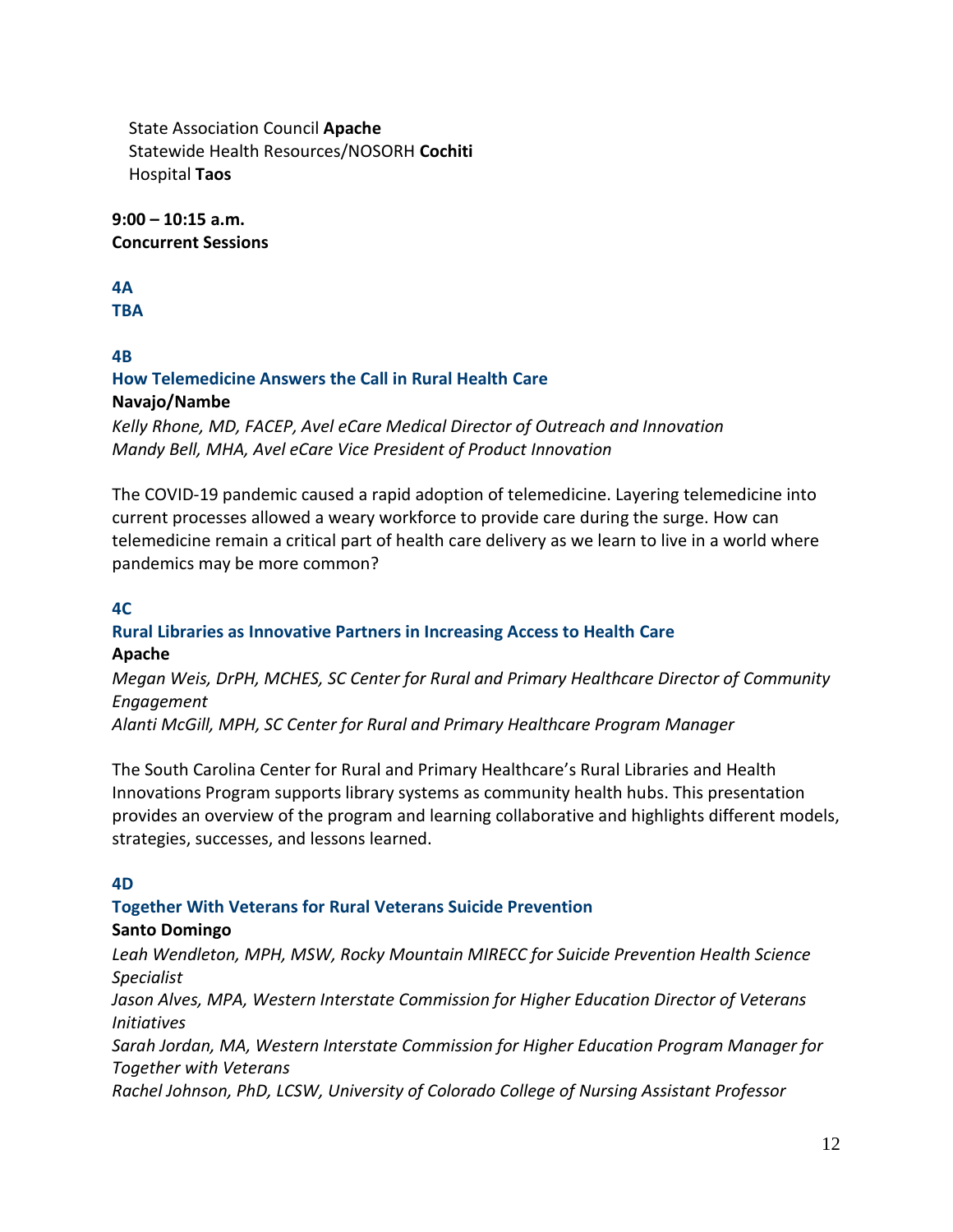State Association Council **Apache**
Statewide Health Resources/NOSORH **Cochiti**
Hospital **Taos**

**9:00 – 10:15 a.m.**
**Concurrent Sessions**

### 4A
### TBA

### 4B
### How Telemedicine Answers the Call in Rural Health Care

**Navajo/Nambe**

*Kelly Rhone, MD, FACEP, Avel eCare Medical Director of Outreach and Innovation*
*Mandy Bell, MHA, Avel eCare Vice President of Product Innovation*

The COVID-19 pandemic caused a rapid adoption of telemedicine. Layering telemedicine into current processes allowed a weary workforce to provide care during the surge. How can telemedicine remain a critical part of health care delivery as we learn to live in a world where pandemics may be more common?

### 4C
### Rural Libraries as Innovative Partners in Increasing Access to Health Care

**Apache**

*Megan Weis, DrPH, MCHES, SC Center for Rural and Primary Healthcare Director of Community Engagement*
*Alanti McGill, MPH, SC Center for Rural and Primary Healthcare Program Manager*

The South Carolina Center for Rural and Primary Healthcare's Rural Libraries and Health Innovations Program supports library systems as community health hubs. This presentation provides an overview of the program and learning collaborative and highlights different models, strategies, successes, and lessons learned.

### 4D
### Together With Veterans for Rural Veterans Suicide Prevention

**Santo Domingo**

*Leah Wendleton, MPH, MSW, Rocky Mountain MIRECC for Suicide Prevention Health Science Specialist*
*Jason Alves, MPA, Western Interstate Commission for Higher Education Director of Veterans Initiatives*
*Sarah Jordan, MA, Western Interstate Commission for Higher Education Program Manager for Together with Veterans*
*Rachel Johnson, PhD, LCSW, University of Colorado College of Nursing Assistant Professor*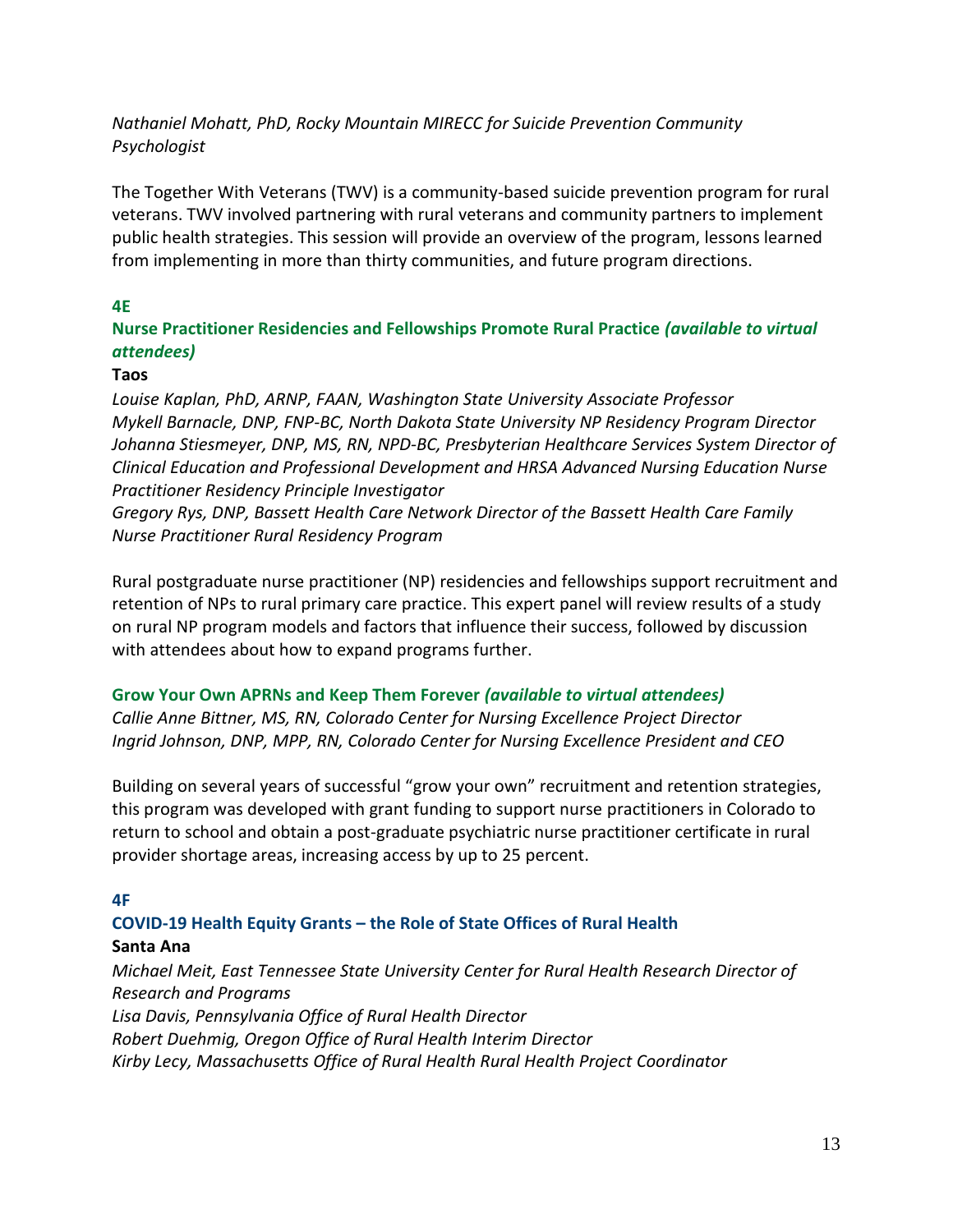*Nathaniel Mohatt, PhD, Rocky Mountain MIRECC for Suicide Prevention Community Psychologist*

The Together With Veterans (TWV) is a community-based suicide prevention program for rural veterans. TWV involved partnering with rural veterans and community partners to implement public health strategies. This session will provide an overview of the program, lessons learned from implementing in more than thirty communities, and future program directions.

**4E**

**Nurse Practitioner Residencies and Fellowships Promote Rural Practice *(available to virtual attendees)***

**Taos**

*Louise Kaplan, PhD, ARNP, FAAN, Washington State University Associate Professor*
*Mykell Barnacle, DNP, FNP-BC, North Dakota State University NP Residency Program Director*
*Johanna Stiesmeyer, DNP, MS, RN, NPD-BC, Presbyterian Healthcare Services System Director of Clinical Education and Professional Development and HRSA Advanced Nursing Education Nurse Practitioner Residency Principle Investigator*
*Gregory Rys, DNP, Bassett Health Care Network Director of the Bassett Health Care Family Nurse Practitioner Rural Residency Program*

Rural postgraduate nurse practitioner (NP) residencies and fellowships support recruitment and retention of NPs to rural primary care practice. This expert panel will review results of a study on rural NP program models and factors that influence their success, followed by discussion with attendees about how to expand programs further.

**Grow Your Own APRNs and Keep Them Forever *(available to virtual attendees)***

*Callie Anne Bittner, MS, RN, Colorado Center for Nursing Excellence Project Director*
*Ingrid Johnson, DNP, MPP, RN, Colorado Center for Nursing Excellence President and CEO*

Building on several years of successful "grow your own" recruitment and retention strategies, this program was developed with grant funding to support nurse practitioners in Colorado to return to school and obtain a post-graduate psychiatric nurse practitioner certificate in rural provider shortage areas, increasing access by up to 25 percent.

**4F**

**COVID-19 Health Equity Grants – the Role of State Offices of Rural Health**

**Santa Ana**

*Michael Meit, East Tennessee State University Center for Rural Health Research Director of Research and Programs*
*Lisa Davis, Pennsylvania Office of Rural Health Director*
*Robert Duehmig, Oregon Office of Rural Health Interim Director*
*Kirby Lecy, Massachusetts Office of Rural Health Rural Health Project Coordinator*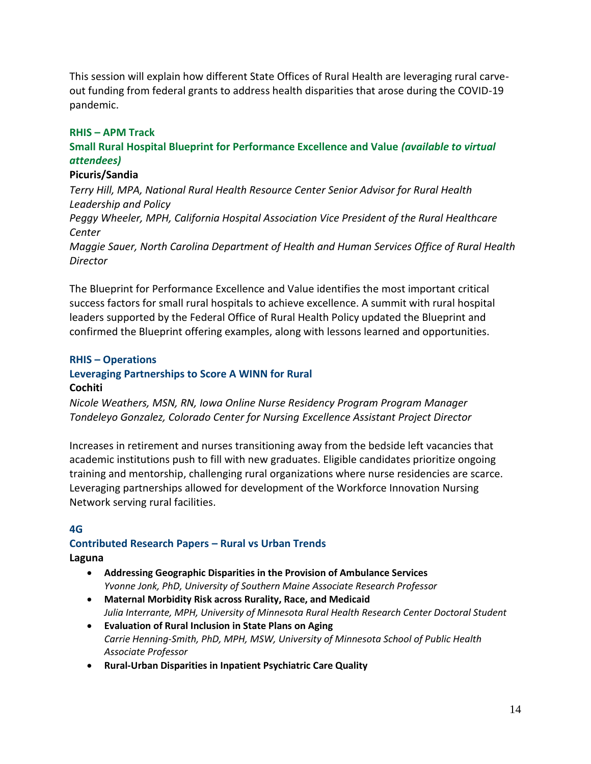This session will explain how different State Offices of Rural Health are leveraging rural carve-out funding from federal grants to address health disparities that arose during the COVID-19 pandemic.

### RHIS – APM Track

### Small Rural Hospital Blueprint for Performance Excellence and Value *(available to virtual attendees)*

**Picuris/Sandia**

*Terry Hill, MPA, National Rural Health Resource Center Senior Advisor for Rural Health Leadership and Policy*
*Peggy Wheeler, MPH, California Hospital Association Vice President of the Rural Healthcare Center*
*Maggie Sauer, North Carolina Department of Health and Human Services Office of Rural Health Director*

The Blueprint for Performance Excellence and Value identifies the most important critical success factors for small rural hospitals to achieve excellence. A summit with rural hospital leaders supported by the Federal Office of Rural Health Policy updated the Blueprint and confirmed the Blueprint offering examples, along with lessons learned and opportunities.

### RHIS – Operations

### Leveraging Partnerships to Score A WINN for Rural

**Cochiti**

*Nicole Weathers, MSN, RN, Iowa Online Nurse Residency Program Program Manager*
*Tondeleyo Gonzalez, Colorado Center for Nursing Excellence Assistant Project Director*

Increases in retirement and nurses transitioning away from the bedside left vacancies that academic institutions push to fill with new graduates. Eligible candidates prioritize ongoing training and mentorship, challenging rural organizations where nurse residencies are scarce. Leveraging partnerships allowed for development of the Workforce Innovation Nursing Network serving rural facilities.

### 4G

### Contributed Research Papers – Rural vs Urban Trends

**Laguna**

- **Addressing Geographic Disparities in the Provision of Ambulance Services**
  *Yvonne Jonk, PhD, University of Southern Maine Associate Research Professor*
- **Maternal Morbidity Risk across Rurality, Race, and Medicaid**
  *Julia Interrante, MPH, University of Minnesota Rural Health Research Center Doctoral Student*
- **Evaluation of Rural Inclusion in State Plans on Aging**
  *Carrie Henning-Smith, PhD, MPH, MSW, University of Minnesota School of Public Health Associate Professor*
- **Rural-Urban Disparities in Inpatient Psychiatric Care Quality**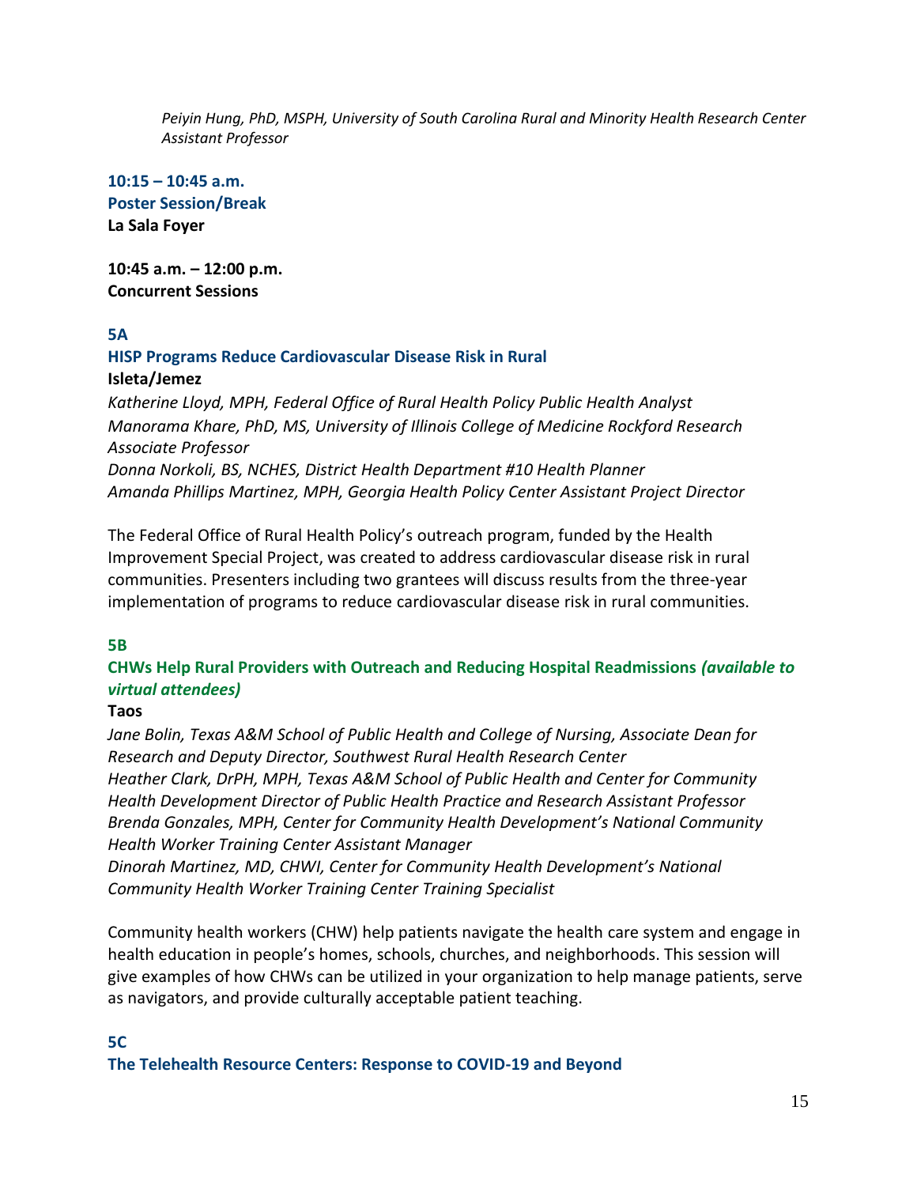*Peiyin Hung, PhD, MSPH, University of South Carolina Rural and Minority Health Research Center Assistant Professor*

**10:15 – 10:45 a.m.**
**Poster Session/Break**
**La Sala Foyer**

**10:45 a.m. – 12:00 p.m.**
**Concurrent Sessions**

**5A**
**HISP Programs Reduce Cardiovascular Disease Risk in Rural**
**Isleta/Jemez**
*Katherine Lloyd, MPH, Federal Office of Rural Health Policy Public Health Analyst*
*Manorama Khare, PhD, MS, University of Illinois College of Medicine Rockford Research Associate Professor*
*Donna Norkoli, BS, NCHES, District Health Department #10 Health Planner*
*Amanda Phillips Martinez, MPH, Georgia Health Policy Center Assistant Project Director*

The Federal Office of Rural Health Policy's outreach program, funded by the Health Improvement Special Project, was created to address cardiovascular disease risk in rural communities. Presenters including two grantees will discuss results from the three-year implementation of programs to reduce cardiovascular disease risk in rural communities.

**5B**
**CHWs Help Rural Providers with Outreach and Reducing Hospital Readmissions *(available to virtual attendees)***
**Taos**
*Jane Bolin, Texas A&M School of Public Health and College of Nursing, Associate Dean for Research and Deputy Director, Southwest Rural Health Research Center*
*Heather Clark, DrPH, MPH, Texas A&M School of Public Health and Center for Community Health Development Director of Public Health Practice and Research Assistant Professor*
*Brenda Gonzales, MPH, Center for Community Health Development's National Community Health Worker Training Center Assistant Manager*
*Dinorah Martinez, MD, CHWI, Center for Community Health Development's National Community Health Worker Training Center Training Specialist*

Community health workers (CHW) help patients navigate the health care system and engage in health education in people's homes, schools, churches, and neighborhoods. This session will give examples of how CHWs can be utilized in your organization to help manage patients, serve as navigators, and provide culturally acceptable patient teaching.

**5C**
**The Telehealth Resource Centers: Response to COVID-19 and Beyond**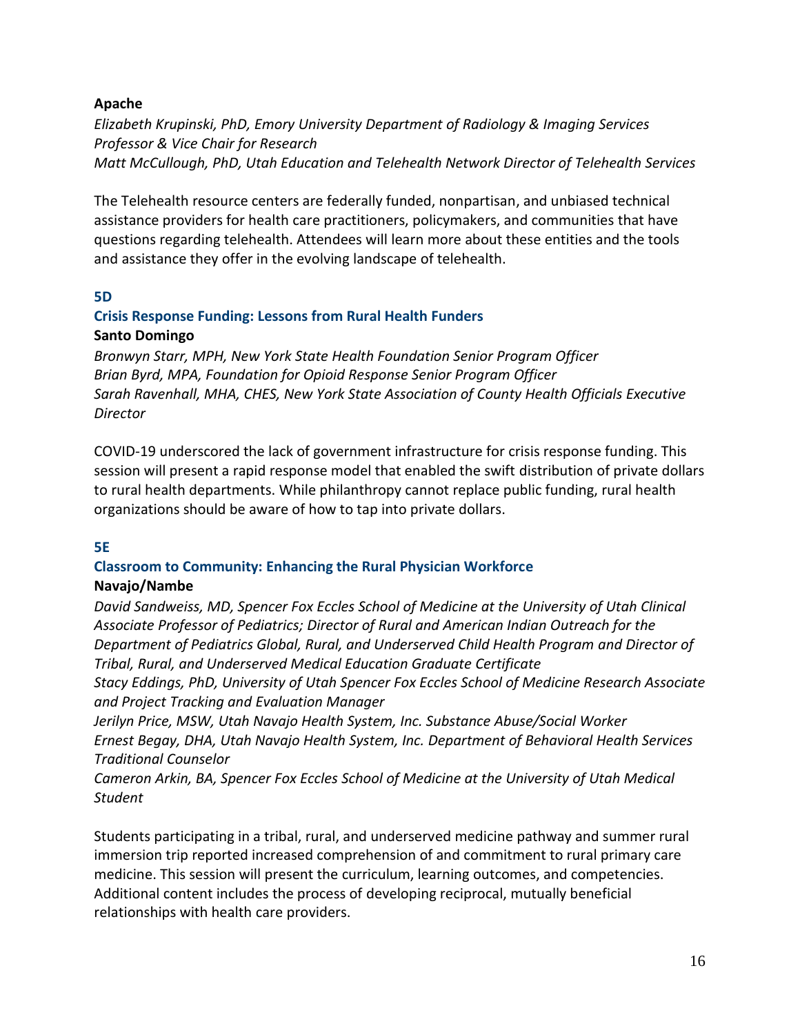**Apache**

*Elizabeth Krupinski, PhD, Emory University Department of Radiology & Imaging Services Professor & Vice Chair for Research*
*Matt McCullough, PhD, Utah Education and Telehealth Network Director of Telehealth Services*

The Telehealth resource centers are federally funded, nonpartisan, and unbiased technical assistance providers for health care practitioners, policymakers, and communities that have questions regarding telehealth. Attendees will learn more about these entities and the tools and assistance they offer in the evolving landscape of telehealth.

### 5D

### Crisis Response Funding: Lessons from Rural Health Funders

**Santo Domingo**

*Bronwyn Starr, MPH, New York State Health Foundation Senior Program Officer*
*Brian Byrd, MPA, Foundation for Opioid Response Senior Program Officer*
*Sarah Ravenhall, MHA, CHES, New York State Association of County Health Officials Executive Director*

COVID-19 underscored the lack of government infrastructure for crisis response funding. This session will present a rapid response model that enabled the swift distribution of private dollars to rural health departments. While philanthropy cannot replace public funding, rural health organizations should be aware of how to tap into private dollars.

### 5E

### Classroom to Community: Enhancing the Rural Physician Workforce

**Navajo/Nambe**

*David Sandweiss, MD, Spencer Fox Eccles School of Medicine at the University of Utah Clinical Associate Professor of Pediatrics; Director of Rural and American Indian Outreach for the Department of Pediatrics Global, Rural, and Underserved Child Health Program and Director of Tribal, Rural, and Underserved Medical Education Graduate Certificate*
*Stacy Eddings, PhD, University of Utah Spencer Fox Eccles School of Medicine Research Associate and Project Tracking and Evaluation Manager*
*Jerilyn Price, MSW, Utah Navajo Health System, Inc. Substance Abuse/Social Worker*
*Ernest Begay, DHA, Utah Navajo Health System, Inc. Department of Behavioral Health Services Traditional Counselor*
*Cameron Arkin, BA, Spencer Fox Eccles School of Medicine at the University of Utah Medical Student*

Students participating in a tribal, rural, and underserved medicine pathway and summer rural immersion trip reported increased comprehension of and commitment to rural primary care medicine. This session will present the curriculum, learning outcomes, and competencies. Additional content includes the process of developing reciprocal, mutually beneficial relationships with health care providers.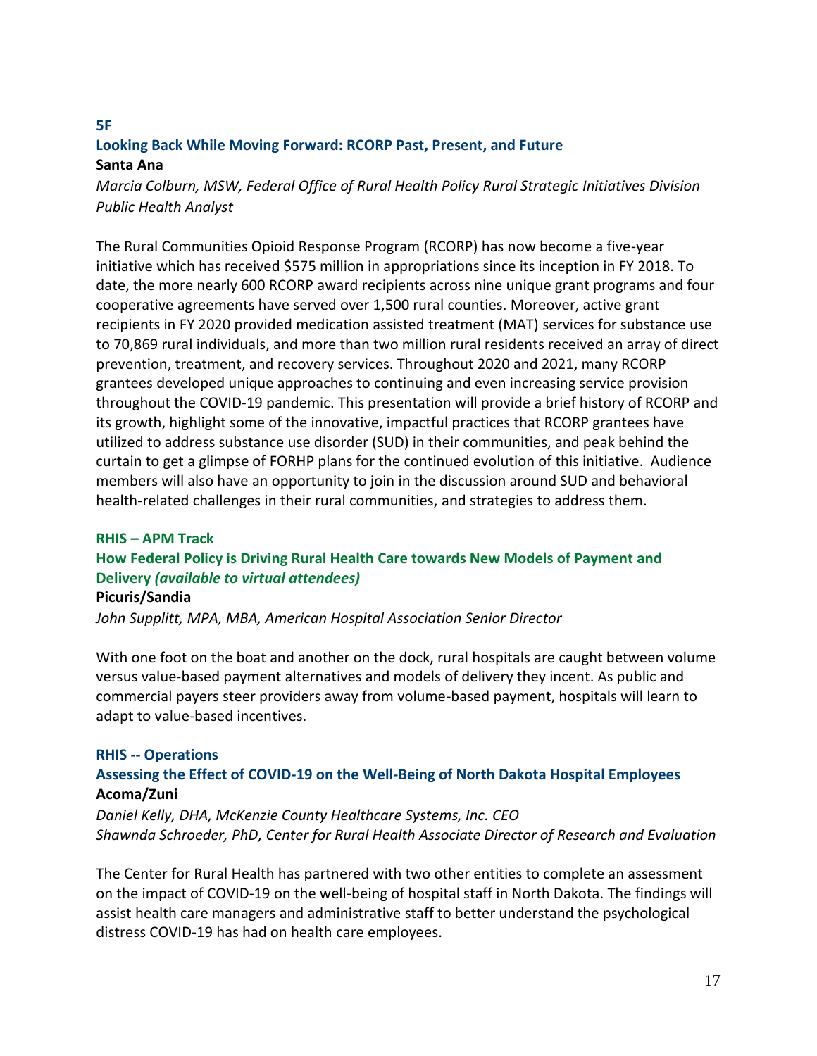### 5F

### Looking Back While Moving Forward: RCORP Past, Present, and Future

**Santa Ana**

*Marcia Colburn, MSW, Federal Office of Rural Health Policy Rural Strategic Initiatives Division Public Health Analyst*

The Rural Communities Opioid Response Program (RCORP) has now become a five-year initiative which has received $575 million in appropriations since its inception in FY 2018. To date, the more nearly 600 RCORP award recipients across nine unique grant programs and four cooperative agreements have served over 1,500 rural counties. Moreover, active grant recipients in FY 2020 provided medication assisted treatment (MAT) services for substance use to 70,869 rural individuals, and more than two million rural residents received an array of direct prevention, treatment, and recovery services. Throughout 2020 and 2021, many RCORP grantees developed unique approaches to continuing and even increasing service provision throughout the COVID-19 pandemic. This presentation will provide a brief history of RCORP and its growth, highlight some of the innovative, impactful practices that RCORP grantees have utilized to address substance use disorder (SUD) in their communities, and peak behind the curtain to get a glimpse of FORHP plans for the continued evolution of this initiative. Audience members will also have an opportunity to join in the discussion around SUD and behavioral health-related challenges in their rural communities, and strategies to address them.

### RHIS – APM Track

### How Federal Policy is Driving Rural Health Care towards New Models of Payment and Delivery *(available to virtual attendees)*

**Picuris/Sandia**

*John Supplitt, MPA, MBA, American Hospital Association Senior Director*

With one foot on the boat and another on the dock, rural hospitals are caught between volume versus value-based payment alternatives and models of delivery they incent. As public and commercial payers steer providers away from volume-based payment, hospitals will learn to adapt to value-based incentives.

### RHIS -- Operations

### Assessing the Effect of COVID-19 on the Well-Being of North Dakota Hospital Employees

**Acoma/Zuni**

*Daniel Kelly, DHA, McKenzie County Healthcare Systems, Inc. CEO*
*Shawnda Schroeder, PhD, Center for Rural Health Associate Director of Research and Evaluation*

The Center for Rural Health has partnered with two other entities to complete an assessment on the impact of COVID-19 on the well-being of hospital staff in North Dakota. The findings will assist health care managers and administrative staff to better understand the psychological distress COVID-19 has had on health care employees.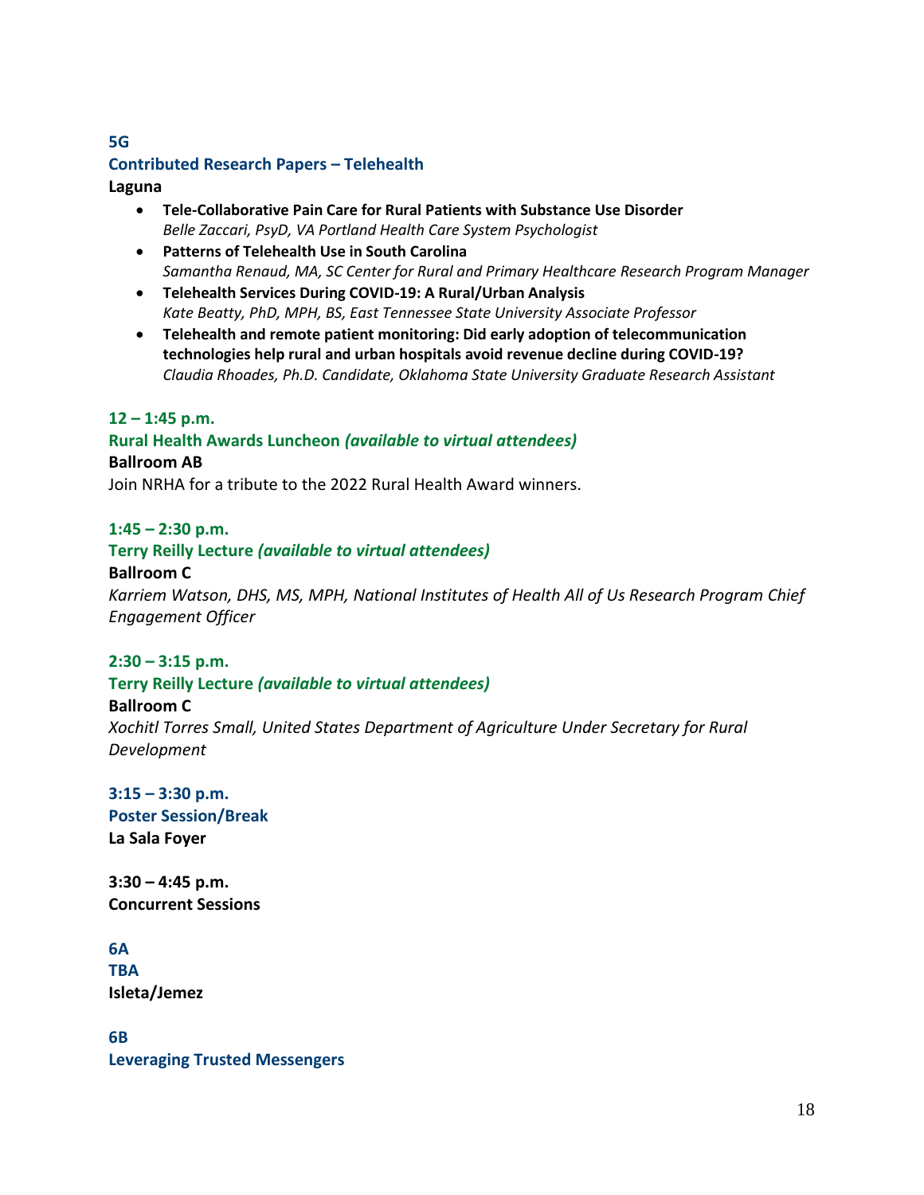**5G**
**Contributed Research Papers – Telehealth**
**Laguna**

- **Tele-Collaborative Pain Care for Rural Patients with Substance Use Disorder**
  *Belle Zaccari, PsyD, VA Portland Health Care System Psychologist*
- **Patterns of Telehealth Use in South Carolina**
  *Samantha Renaud, MA, SC Center for Rural and Primary Healthcare Research Program Manager*
- **Telehealth Services During COVID-19: A Rural/Urban Analysis**
  *Kate Beatty, PhD, MPH, BS, East Tennessee State University Associate Professor*
- **Telehealth and remote patient monitoring: Did early adoption of telecommunication technologies help rural and urban hospitals avoid revenue decline during COVID-19?**
  *Claudia Rhoades, Ph.D. Candidate, Oklahoma State University Graduate Research Assistant*

**12 – 1:45 p.m.**
**Rural Health Awards Luncheon *(available to virtual attendees)***
**Ballroom AB**
Join NRHA for a tribute to the 2022 Rural Health Award winners.

**1:45 – 2:30 p.m.**
**Terry Reilly Lecture *(available to virtual attendees)***
**Ballroom C**
*Karriem Watson, DHS, MS, MPH, National Institutes of Health All of Us Research Program Chief Engagement Officer*

**2:30 – 3:15 p.m.**
**Terry Reilly Lecture *(available to virtual attendees)***
**Ballroom C**
*Xochitl Torres Small, United States Department of Agriculture Under Secretary for Rural Development*

**3:15 – 3:30 p.m.**
**Poster Session/Break**
**La Sala Foyer**

**3:30 – 4:45 p.m.**
**Concurrent Sessions**

**6A**
**TBA**
**Isleta/Jemez**

**6B**
**Leveraging Trusted Messengers**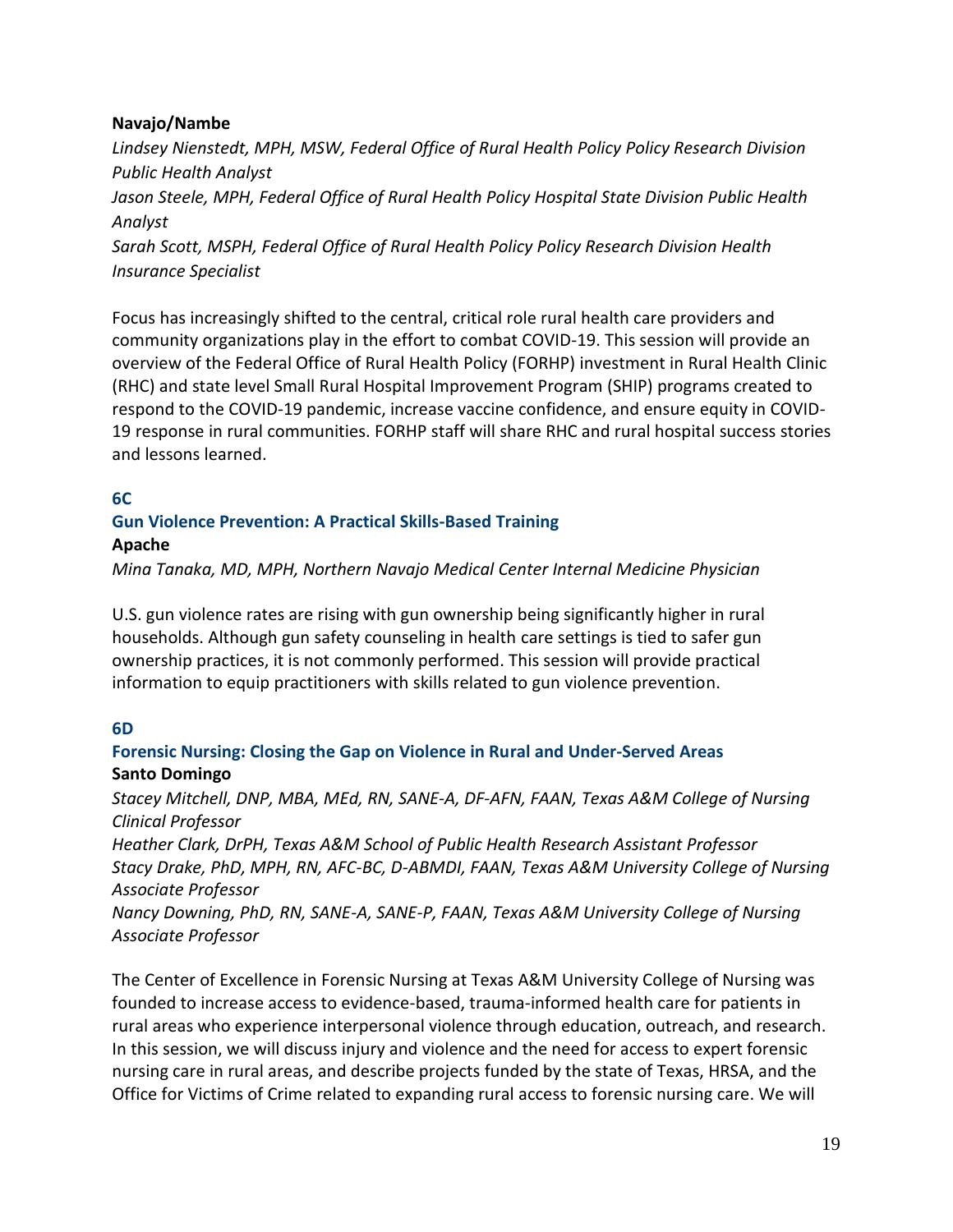**Navajo/Nambe**

*Lindsey Nienstedt, MPH, MSW, Federal Office of Rural Health Policy Policy Research Division Public Health Analyst*
*Jason Steele, MPH, Federal Office of Rural Health Policy Hospital State Division Public Health Analyst*
*Sarah Scott, MSPH, Federal Office of Rural Health Policy Policy Research Division Health Insurance Specialist*

Focus has increasingly shifted to the central, critical role rural health care providers and community organizations play in the effort to combat COVID-19. This session will provide an overview of the Federal Office of Rural Health Policy (FORHP) investment in Rural Health Clinic (RHC) and state level Small Rural Hospital Improvement Program (SHIP) programs created to respond to the COVID-19 pandemic, increase vaccine confidence, and ensure equity in COVID-19 response in rural communities. FORHP staff will share RHC and rural hospital success stories and lessons learned.

### 6C

### Gun Violence Prevention: A Practical Skills-Based Training

**Apache**

*Mina Tanaka, MD, MPH, Northern Navajo Medical Center Internal Medicine Physician*

U.S. gun violence rates are rising with gun ownership being significantly higher in rural households. Although gun safety counseling in health care settings is tied to safer gun ownership practices, it is not commonly performed. This session will provide practical information to equip practitioners with skills related to gun violence prevention.

### 6D

### Forensic Nursing: Closing the Gap on Violence in Rural and Under-Served Areas

**Santo Domingo**

*Stacey Mitchell, DNP, MBA, MEd, RN, SANE-A, DF-AFN, FAAN, Texas A&M College of Nursing Clinical Professor*
*Heather Clark, DrPH, Texas A&M School of Public Health Research Assistant Professor*
*Stacy Drake, PhD, MPH, RN, AFC-BC, D-ABMDI, FAAN, Texas A&M University College of Nursing Associate Professor*
*Nancy Downing, PhD, RN, SANE-A, SANE-P, FAAN, Texas A&M University College of Nursing Associate Professor*

The Center of Excellence in Forensic Nursing at Texas A&M University College of Nursing was founded to increase access to evidence-based, trauma-informed health care for patients in rural areas who experience interpersonal violence through education, outreach, and research. In this session, we will discuss injury and violence and the need for access to expert forensic nursing care in rural areas, and describe projects funded by the state of Texas, HRSA, and the Office for Victims of Crime related to expanding rural access to forensic nursing care. We will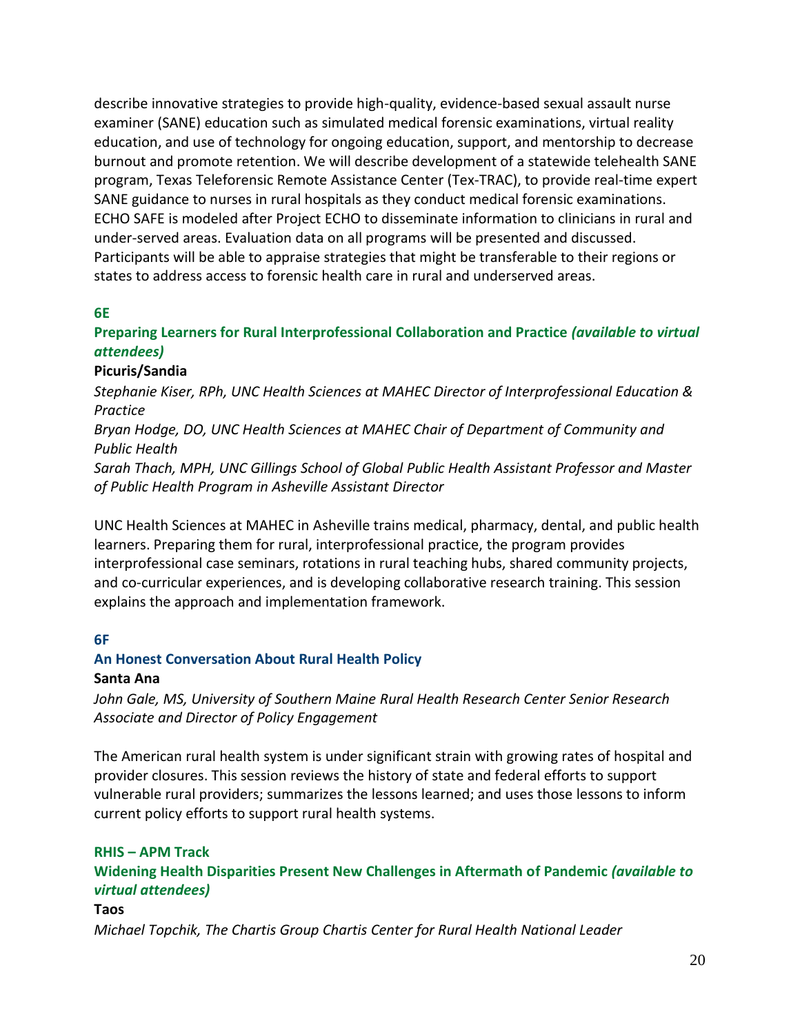describe innovative strategies to provide high-quality, evidence-based sexual assault nurse examiner (SANE) education such as simulated medical forensic examinations, virtual reality education, and use of technology for ongoing education, support, and mentorship to decrease burnout and promote retention. We will describe development of a statewide telehealth SANE program, Texas Teleforensic Remote Assistance Center (Tex-TRAC), to provide real-time expert SANE guidance to nurses in rural hospitals as they conduct medical forensic examinations. ECHO SAFE is modeled after Project ECHO to disseminate information to clinicians in rural and under-served areas. Evaluation data on all programs will be presented and discussed. Participants will be able to appraise strategies that might be transferable to their regions or states to address access to forensic health care in rural and underserved areas.

**6E**

**Preparing Learners for Rural Interprofessional Collaboration and Practice *(available to virtual attendees)***

**Picuris/Sandia**

*Stephanie Kiser, RPh, UNC Health Sciences at MAHEC Director of Interprofessional Education & Practice*

*Bryan Hodge, DO, UNC Health Sciences at MAHEC Chair of Department of Community and Public Health*

*Sarah Thach, MPH, UNC Gillings School of Global Public Health Assistant Professor and Master of Public Health Program in Asheville Assistant Director*

UNC Health Sciences at MAHEC in Asheville trains medical, pharmacy, dental, and public health learners. Preparing them for rural, interprofessional practice, the program provides interprofessional case seminars, rotations in rural teaching hubs, shared community projects, and co-curricular experiences, and is developing collaborative research training. This session explains the approach and implementation framework.

**6F**

**An Honest Conversation About Rural Health Policy**

**Santa Ana**

*John Gale, MS, University of Southern Maine Rural Health Research Center Senior Research Associate and Director of Policy Engagement*

The American rural health system is under significant strain with growing rates of hospital and provider closures. This session reviews the history of state and federal efforts to support vulnerable rural providers; summarizes the lessons learned; and uses those lessons to inform current policy efforts to support rural health systems.

**RHIS – APM Track**

**Widening Health Disparities Present New Challenges in Aftermath of Pandemic *(available to virtual attendees)***

**Taos**

*Michael Topchik, The Chartis Group Chartis Center for Rural Health National Leader*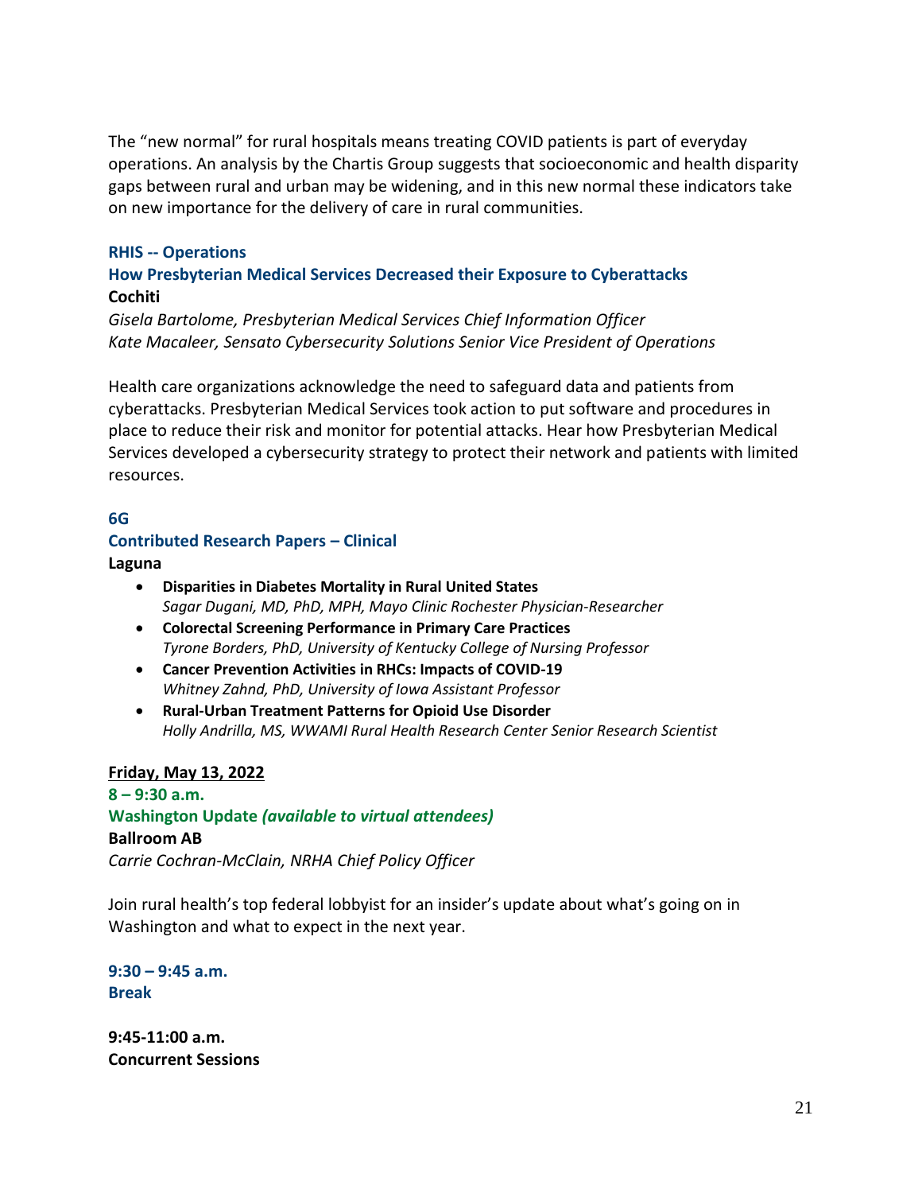The “new normal” for rural hospitals means treating COVID patients is part of everyday operations. An analysis by the Chartis Group suggests that socioeconomic and health disparity gaps between rural and urban may be widening, and in this new normal these indicators take on new importance for the delivery of care in rural communities.

**RHIS -- Operations**
**How Presbyterian Medical Services Decreased their Exposure to Cyberattacks**
**Cochiti**
*Gisela Bartolome, Presbyterian Medical Services Chief Information Officer*
*Kate Macaleer, Sensato Cybersecurity Solutions Senior Vice President of Operations*

Health care organizations acknowledge the need to safeguard data and patients from cyberattacks. Presbyterian Medical Services took action to put software and procedures in place to reduce their risk and monitor for potential attacks. Hear how Presbyterian Medical Services developed a cybersecurity strategy to protect their network and patients with limited resources.

**6G**
**Contributed Research Papers – Clinical**
**Laguna**

- **Disparities in Diabetes Mortality in Rural United States**
  *Sagar Dugani, MD, PhD, MPH, Mayo Clinic Rochester Physician-Researcher*
- **Colorectal Screening Performance in Primary Care Practices**
  *Tyrone Borders, PhD, University of Kentucky College of Nursing Professor*
- **Cancer Prevention Activities in RHCs: Impacts of COVID-19**
  *Whitney Zahnd, PhD, University of Iowa Assistant Professor*
- **Rural-Urban Treatment Patterns for Opioid Use Disorder**
  *Holly Andrilla, MS, WWAMI Rural Health Research Center Senior Research Scientist*

**Friday, May 13, 2022**
**8 – 9:30 a.m.**
**Washington Update** ***(available to virtual attendees)***
**Ballroom AB**
*Carrie Cochran-McClain, NRHA Chief Policy Officer*

Join rural health’s top federal lobbyist for an insider’s update about what’s going on in Washington and what to expect in the next year.

**9:30 – 9:45 a.m.**
**Break**

**9:45-11:00 a.m.**
**Concurrent Sessions**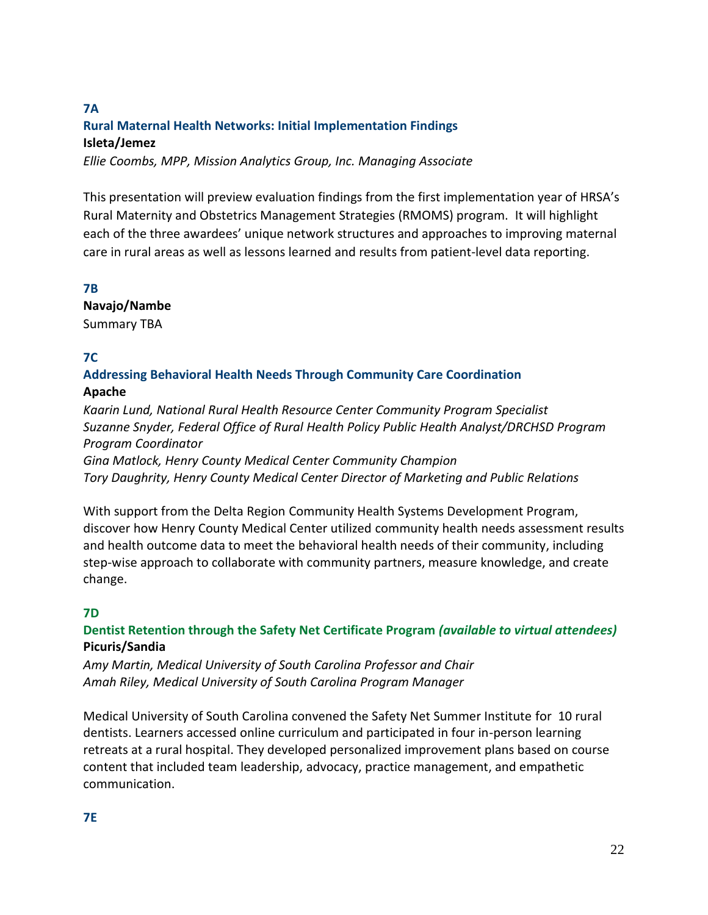### 7A

### Rural Maternal Health Networks: Initial Implementation Findings

**Isleta/Jemez**

*Ellie Coombs, MPP, Mission Analytics Group, Inc. Managing Associate*

This presentation will preview evaluation findings from the first implementation year of HRSA's Rural Maternity and Obstetrics Management Strategies (RMOMS) program. It will highlight each of the three awardees' unique network structures and approaches to improving maternal care in rural areas as well as lessons learned and results from patient-level data reporting.

### 7B

**Navajo/Nambe**

Summary TBA

### 7C

### Addressing Behavioral Health Needs Through Community Care Coordination

**Apache**

*Kaarin Lund, National Rural Health Resource Center Community Program Specialist*
*Suzanne Snyder, Federal Office of Rural Health Policy Public Health Analyst/DRCHSD Program Program Coordinator*
*Gina Matlock, Henry County Medical Center Community Champion*
*Tory Daughrity, Henry County Medical Center Director of Marketing and Public Relations*

With support from the Delta Region Community Health Systems Development Program, discover how Henry County Medical Center utilized community health needs assessment results and health outcome data to meet the behavioral health needs of their community, including step-wise approach to collaborate with community partners, measure knowledge, and create change.

### 7D

### Dentist Retention through the Safety Net Certificate Program *(available to virtual attendees)*

**Picuris/Sandia**

*Amy Martin, Medical University of South Carolina Professor and Chair*
*Amah Riley, Medical University of South Carolina Program Manager*

Medical University of South Carolina convened the Safety Net Summer Institute for 10 rural dentists. Learners accessed online curriculum and participated in four in-person learning retreats at a rural hospital. They developed personalized improvement plans based on course content that included team leadership, advocacy, practice management, and empathetic communication.

### 7E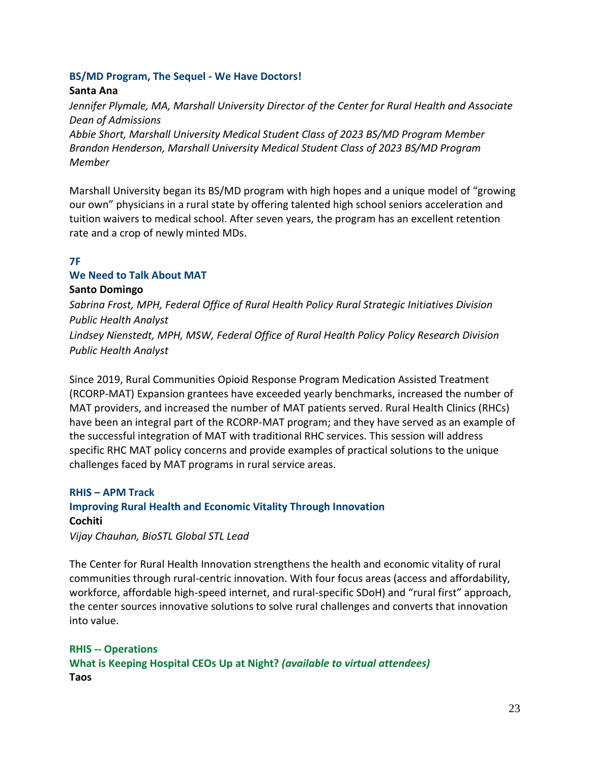### BS/MD Program, The Sequel - We Have Doctors!

**Santa Ana**

*Jennifer Plymale, MA, Marshall University Director of the Center for Rural Health and Associate Dean of Admissions*
*Abbie Short, Marshall University Medical Student Class of 2023 BS/MD Program Member*
*Brandon Henderson, Marshall University Medical Student Class of 2023 BS/MD Program Member*

Marshall University began its BS/MD program with high hopes and a unique model of "growing our own" physicians in a rural state by offering talented high school seniors acceleration and tuition waivers to medical school. After seven years, the program has an excellent retention rate and a crop of newly minted MDs.

### 7F
### We Need to Talk About MAT

**Santo Domingo**

*Sabrina Frost, MPH, Federal Office of Rural Health Policy Rural Strategic Initiatives Division Public Health Analyst*
*Lindsey Nienstedt, MPH, MSW, Federal Office of Rural Health Policy Policy Research Division Public Health Analyst*

Since 2019, Rural Communities Opioid Response Program Medication Assisted Treatment (RCORP-MAT) Expansion grantees have exceeded yearly benchmarks, increased the number of MAT providers, and increased the number of MAT patients served. Rural Health Clinics (RHCs) have been an integral part of the RCORP-MAT program; and they have served as an example of the successful integration of MAT with traditional RHC services. This session will address specific RHC MAT policy concerns and provide examples of practical solutions to the unique challenges faced by MAT programs in rural service areas.

### RHIS – APM Track
### Improving Rural Health and Economic Vitality Through Innovation

**Cochiti**

*Vijay Chauhan, BioSTL Global STL Lead*

The Center for Rural Health Innovation strengthens the health and economic vitality of rural communities through rural-centric innovation. With four focus areas (access and affordability, workforce, affordable high-speed internet, and rural-specific SDoH) and "rural first" approach, the center sources innovative solutions to solve rural challenges and converts that innovation into value.

### RHIS -- Operations
### What is Keeping Hospital CEOs Up at Night? *(available to virtual attendees)*

**Taos**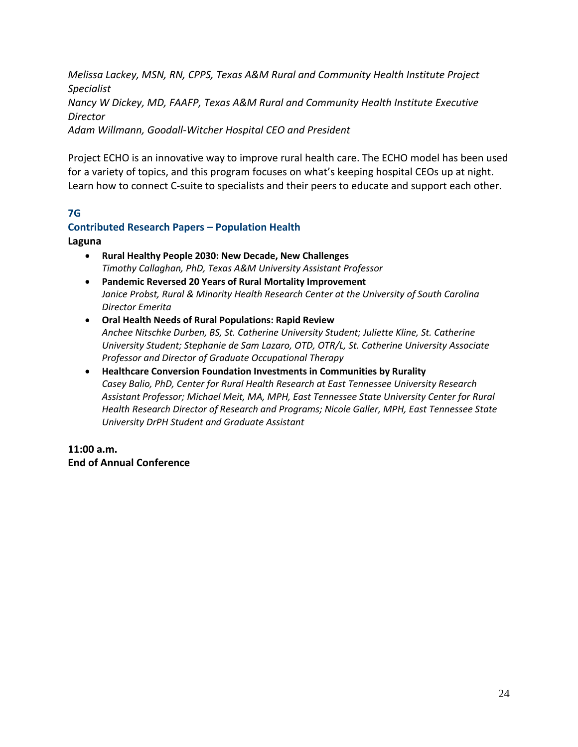*Melissa Lackey, MSN, RN, CPPS, Texas A&M Rural and Community Health Institute Project Specialist*
*Nancy W Dickey, MD, FAAFP, Texas A&M Rural and Community Health Institute Executive Director*
*Adam Willmann, Goodall-Witcher Hospital CEO and President*

Project ECHO is an innovative way to improve rural health care. The ECHO model has been used for a variety of topics, and this program focuses on what's keeping hospital CEOs up at night. Learn how to connect C-suite to specialists and their peers to educate and support each other.

### 7G
### Contributed Research Papers – Population Health

**Laguna**

- **Rural Healthy People 2030: New Decade, New Challenges**
  *Timothy Callaghan, PhD, Texas A&M University Assistant Professor*
- **Pandemic Reversed 20 Years of Rural Mortality Improvement**
  *Janice Probst, Rural & Minority Health Research Center at the University of South Carolina Director Emerita*
- **Oral Health Needs of Rural Populations: Rapid Review**
  *Anchee Nitschke Durben, BS, St. Catherine University Student; Juliette Kline, St. Catherine University Student; Stephanie de Sam Lazaro, OTD, OTR/L, St. Catherine University Associate Professor and Director of Graduate Occupational Therapy*
- **Healthcare Conversion Foundation Investments in Communities by Rurality**
  *Casey Balio, PhD, Center for Rural Health Research at East Tennessee University Research Assistant Professor; Michael Meit, MA, MPH, East Tennessee State University Center for Rural Health Research Director of Research and Programs; Nicole Galler, MPH, East Tennessee State University DrPH Student and Graduate Assistant*

**11:00 a.m.**
**End of Annual Conference**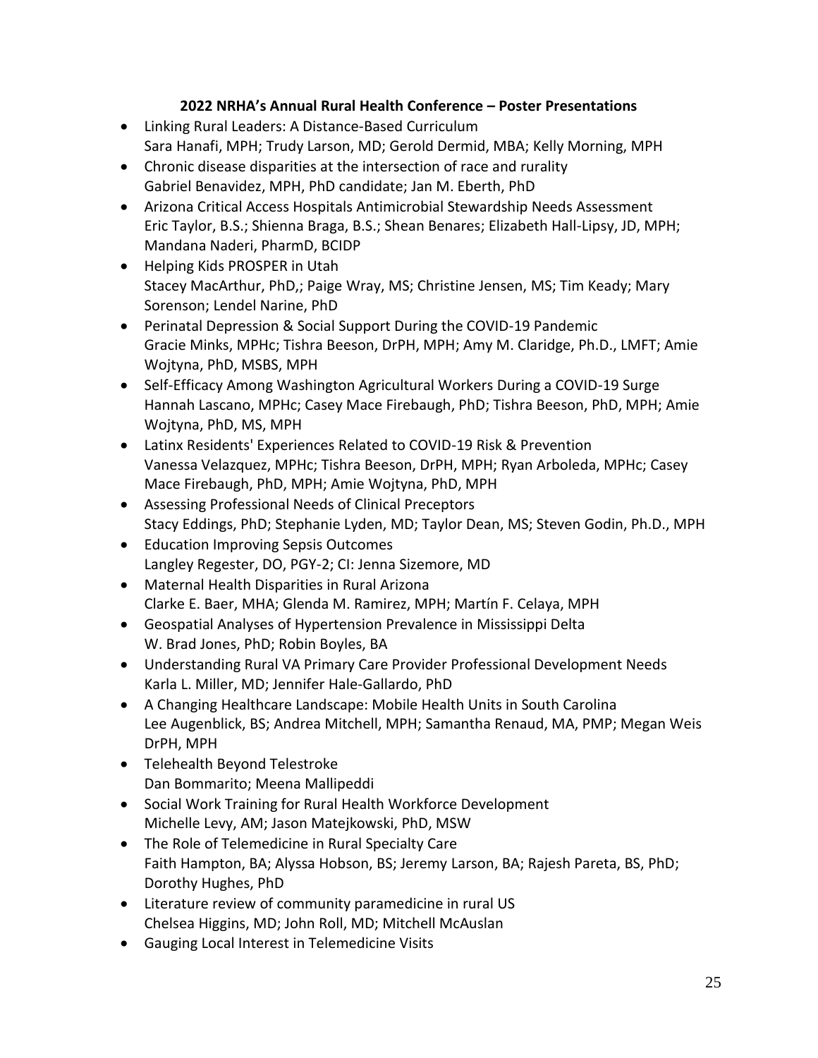**2022 NRHA's Annual Rural Health Conference – Poster Presentations**

- Linking Rural Leaders: A Distance-Based Curriculum
  Sara Hanafi, MPH; Trudy Larson, MD; Gerold Dermid, MBA; Kelly Morning, MPH
- Chronic disease disparities at the intersection of race and rurality
  Gabriel Benavidez, MPH, PhD candidate; Jan M. Eberth, PhD
- Arizona Critical Access Hospitals Antimicrobial Stewardship Needs Assessment
  Eric Taylor, B.S.; Shienna Braga, B.S.; Shean Benares; Elizabeth Hall-Lipsy, JD, MPH; Mandana Naderi, PharmD, BCIDP
- Helping Kids PROSPER in Utah
  Stacey MacArthur, PhD,; Paige Wray, MS; Christine Jensen, MS; Tim Keady; Mary Sorenson; Lendel Narine, PhD
- Perinatal Depression & Social Support During the COVID-19 Pandemic
  Gracie Minks, MPHc; Tishra Beeson, DrPH, MPH; Amy M. Claridge, Ph.D., LMFT; Amie Wojtyna, PhD, MSBS, MPH
- Self-Efficacy Among Washington Agricultural Workers During a COVID-19 Surge
  Hannah Lascano, MPHc; Casey Mace Firebaugh, PhD; Tishra Beeson, PhD, MPH; Amie Wojtyna, PhD, MS, MPH
- Latinx Residents' Experiences Related to COVID-19 Risk & Prevention
  Vanessa Velazquez, MPHc; Tishra Beeson, DrPH, MPH; Ryan Arboleda, MPHc; Casey Mace Firebaugh, PhD, MPH; Amie Wojtyna, PhD, MPH
- Assessing Professional Needs of Clinical Preceptors
  Stacy Eddings, PhD; Stephanie Lyden, MD; Taylor Dean, MS; Steven Godin, Ph.D., MPH
- Education Improving Sepsis Outcomes
  Langley Regester, DO, PGY-2; CI: Jenna Sizemore, MD
- Maternal Health Disparities in Rural Arizona
  Clarke E. Baer, MHA; Glenda M. Ramirez, MPH; Martín F. Celaya, MPH
- Geospatial Analyses of Hypertension Prevalence in Mississippi Delta
  W. Brad Jones, PhD; Robin Boyles, BA
- Understanding Rural VA Primary Care Provider Professional Development Needs
  Karla L. Miller, MD; Jennifer Hale-Gallardo, PhD
- A Changing Healthcare Landscape: Mobile Health Units in South Carolina
  Lee Augenblick, BS; Andrea Mitchell, MPH; Samantha Renaud, MA, PMP; Megan Weis DrPH, MPH
- Telehealth Beyond Telestroke
  Dan Bommarito; Meena Mallipeddi
- Social Work Training for Rural Health Workforce Development
  Michelle Levy, AM; Jason Matejkowski, PhD, MSW
- The Role of Telemedicine in Rural Specialty Care
  Faith Hampton, BA; Alyssa Hobson, BS; Jeremy Larson, BA; Rajesh Pareta, BS, PhD; Dorothy Hughes, PhD
- Literature review of community paramedicine in rural US
  Chelsea Higgins, MD; John Roll, MD; Mitchell McAuslan
- Gauging Local Interest in Telemedicine Visits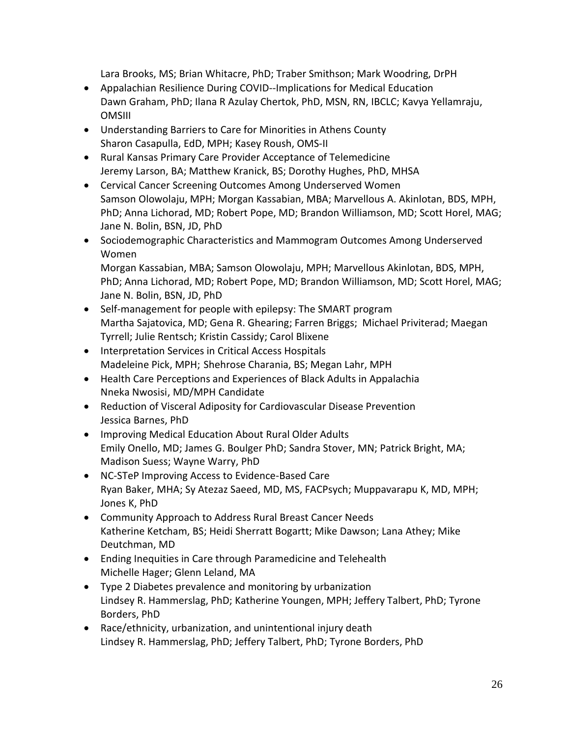Lara Brooks, MS; Brian Whitacre, PhD; Traber Smithson; Mark Woodring, DrPH

- Appalachian Resilience During COVID--Implications for Medical Education
  Dawn Graham, PhD; Ilana R Azulay Chertok, PhD, MSN, RN, IBCLC; Kavya Yellamraju, OMSIII
- Understanding Barriers to Care for Minorities in Athens County
  Sharon Casapulla, EdD, MPH; Kasey Roush, OMS-II
- Rural Kansas Primary Care Provider Acceptance of Telemedicine
  Jeremy Larson, BA; Matthew Kranick, BS; Dorothy Hughes, PhD, MHSA
- Cervical Cancer Screening Outcomes Among Underserved Women
  Samson Olowolaju, MPH; Morgan Kassabian, MBA; Marvellous A. Akinlotan, BDS, MPH, PhD; Anna Lichorad, MD; Robert Pope, MD; Brandon Williamson, MD; Scott Horel, MAG; Jane N. Bolin, BSN, JD, PhD
- Sociodemographic Characteristics and Mammogram Outcomes Among Underserved Women
  Morgan Kassabian, MBA; Samson Olowolaju, MPH; Marvellous Akinlotan, BDS, MPH, PhD; Anna Lichorad, MD; Robert Pope, MD; Brandon Williamson, MD; Scott Horel, MAG; Jane N. Bolin, BSN, JD, PhD
- Self-management for people with epilepsy: The SMART program
  Martha Sajatovica, MD; Gena R. Ghearing; Farren Briggs; Michael Priviterad; Maegan Tyrrell; Julie Rentsch; Kristin Cassidy; Carol Blixene
- Interpretation Services in Critical Access Hospitals
  Madeleine Pick, MPH; Shehrose Charania, BS; Megan Lahr, MPH
- Health Care Perceptions and Experiences of Black Adults in Appalachia
  Nneka Nwosisi, MD/MPH Candidate
- Reduction of Visceral Adiposity for Cardiovascular Disease Prevention
  Jessica Barnes, PhD
- Improving Medical Education About Rural Older Adults
  Emily Onello, MD; James G. Boulger PhD; Sandra Stover, MN; Patrick Bright, MA; Madison Suess; Wayne Warry, PhD
- NC-STeP Improving Access to Evidence-Based Care
  Ryan Baker, MHA; Sy Atezaz Saeed, MD, MS, FACPsych; Muppavarapu K, MD, MPH; Jones K, PhD
- Community Approach to Address Rural Breast Cancer Needs
  Katherine Ketcham, BS; Heidi Sherratt Bogartt; Mike Dawson; Lana Athey; Mike Deutchman, MD
- Ending Inequities in Care through Paramedicine and Telehealth
  Michelle Hager; Glenn Leland, MA
- Type 2 Diabetes prevalence and monitoring by urbanization
  Lindsey R. Hammerslag, PhD; Katherine Youngen, MPH; Jeffery Talbert, PhD; Tyrone Borders, PhD
- Race/ethnicity, urbanization, and unintentional injury death
  Lindsey R. Hammerslag, PhD; Jeffery Talbert, PhD; Tyrone Borders, PhD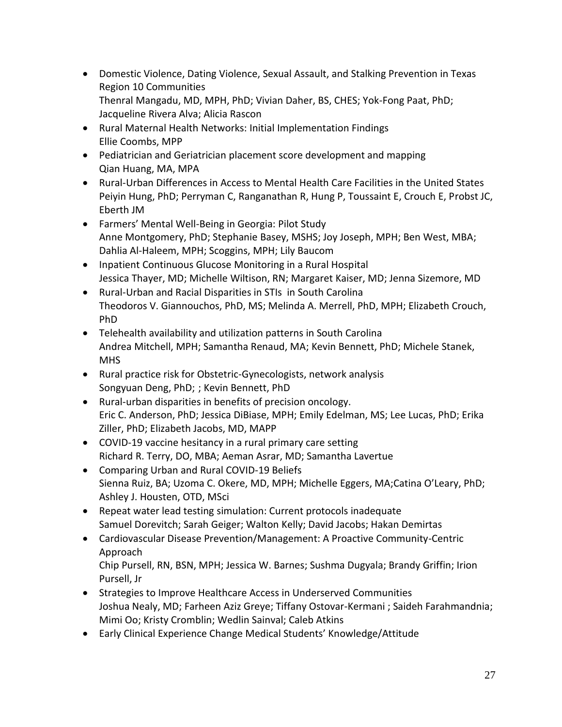- Domestic Violence, Dating Violence, Sexual Assault, and Stalking Prevention in Texas Region 10 Communities
  Thenral Mangadu, MD, MPH, PhD; Vivian Daher, BS, CHES; Yok-Fong Paat, PhD; Jacqueline Rivera Alva; Alicia Rascon
- Rural Maternal Health Networks: Initial Implementation Findings
  Ellie Coombs, MPP
- Pediatrician and Geriatrician placement score development and mapping
  Qian Huang, MA, MPA
- Rural-Urban Differences in Access to Mental Health Care Facilities in the United States
  Peiyin Hung, PhD; Perryman C, Ranganathan R, Hung P, Toussaint E, Crouch E, Probst JC, Eberth JM
- Farmers' Mental Well-Being in Georgia: Pilot Study
  Anne Montgomery, PhD; Stephanie Basey, MSHS; Joy Joseph, MPH; Ben West, MBA; Dahlia Al-Haleem, MPH; Scoggins, MPH; Lily Baucom
- Inpatient Continuous Glucose Monitoring in a Rural Hospital
  Jessica Thayer, MD; Michelle Wiltison, RN; Margaret Kaiser, MD; Jenna Sizemore, MD
- Rural-Urban and Racial Disparities in STIs in South Carolina
  Theodoros V. Giannouchos, PhD, MS; Melinda A. Merrell, PhD, MPH; Elizabeth Crouch, PhD
- Telehealth availability and utilization patterns in South Carolina
  Andrea Mitchell, MPH; Samantha Renaud, MA; Kevin Bennett, PhD; Michele Stanek, MHS
- Rural practice risk for Obstetric-Gynecologists, network analysis
  Songyuan Deng, PhD; ; Kevin Bennett, PhD
- Rural-urban disparities in benefits of precision oncology.
  Eric C. Anderson, PhD; Jessica DiBiase, MPH; Emily Edelman, MS; Lee Lucas, PhD; Erika Ziller, PhD; Elizabeth Jacobs, MD, MAPP
- COVID-19 vaccine hesitancy in a rural primary care setting
  Richard R. Terry, DO, MBA; Aeman Asrar, MD; Samantha Lavertue
- Comparing Urban and Rural COVID-19 Beliefs
  Sienna Ruiz, BA; Uzoma C. Okere, MD, MPH; Michelle Eggers, MA;Catina O'Leary, PhD; Ashley J. Housten, OTD, MSci
- Repeat water lead testing simulation: Current protocols inadequate
  Samuel Dorevitch; Sarah Geiger; Walton Kelly; David Jacobs; Hakan Demirtas
- Cardiovascular Disease Prevention/Management: A Proactive Community-Centric Approach
  Chip Pursell, RN, BSN, MPH; Jessica W. Barnes; Sushma Dugyala; Brandy Griffin; Irion Pursell, Jr
- Strategies to Improve Healthcare Access in Underserved Communities
  Joshua Nealy, MD; Farheen Aziz Greye; Tiffany Ostovar-Kermani ; Saideh Farahmandnia; Mimi Oo; Kristy Cromblin; Wedlin Sainval; Caleb Atkins
- Early Clinical Experience Change Medical Students' Knowledge/Attitude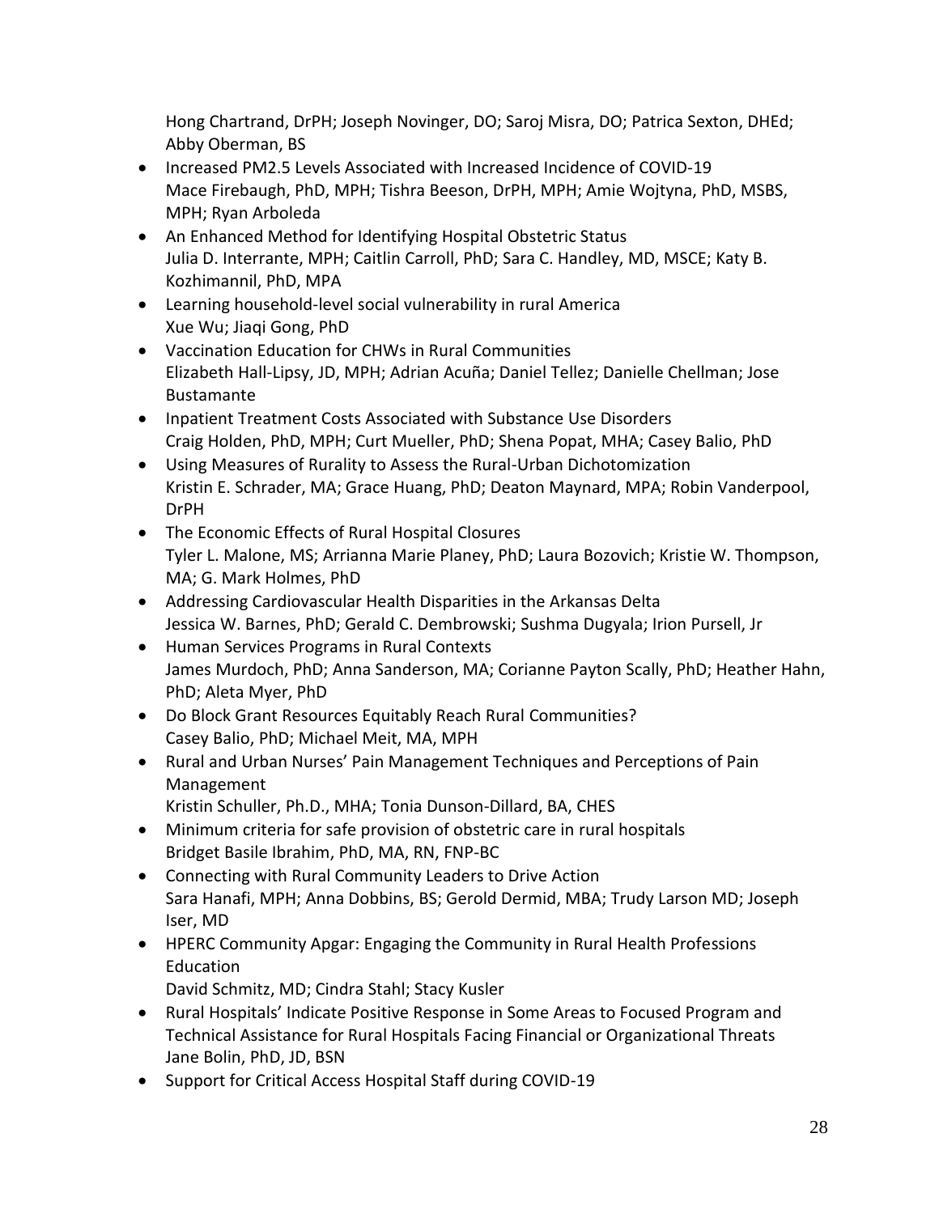Hong Chartrand, DrPH; Joseph Novinger, DO; Saroj Misra, DO; Patrica Sexton, DHEd; Abby Oberman, BS

- Increased PM2.5 Levels Associated with Increased Incidence of COVID-19
  Mace Firebaugh, PhD, MPH; Tishra Beeson, DrPH, MPH; Amie Wojtyna, PhD, MSBS, MPH; Ryan Arboleda
- An Enhanced Method for Identifying Hospital Obstetric Status
  Julia D. Interrante, MPH; Caitlin Carroll, PhD; Sara C. Handley, MD, MSCE; Katy B. Kozhimannil, PhD, MPA
- Learning household-level social vulnerability in rural America
  Xue Wu; Jiaqi Gong, PhD
- Vaccination Education for CHWs in Rural Communities
  Elizabeth Hall-Lipsy, JD, MPH; Adrian Acuña; Daniel Tellez; Danielle Chellman; Jose Bustamante
- Inpatient Treatment Costs Associated with Substance Use Disorders
  Craig Holden, PhD, MPH; Curt Mueller, PhD; Shena Popat, MHA; Casey Balio, PhD
- Using Measures of Rurality to Assess the Rural-Urban Dichotomization
  Kristin E. Schrader, MA; Grace Huang, PhD; Deaton Maynard, MPA; Robin Vanderpool, DrPH
- The Economic Effects of Rural Hospital Closures
  Tyler L. Malone, MS; Arrianna Marie Planey, PhD; Laura Bozovich; Kristie W. Thompson, MA; G. Mark Holmes, PhD
- Addressing Cardiovascular Health Disparities in the Arkansas Delta
  Jessica W. Barnes, PhD; Gerald C. Dembrowski; Sushma Dugyala; Irion Pursell, Jr
- Human Services Programs in Rural Contexts
  James Murdoch, PhD; Anna Sanderson, MA; Corianne Payton Scally, PhD; Heather Hahn, PhD; Aleta Myer, PhD
- Do Block Grant Resources Equitably Reach Rural Communities?
  Casey Balio, PhD; Michael Meit, MA, MPH
- Rural and Urban Nurses' Pain Management Techniques and Perceptions of Pain Management
  Kristin Schuller, Ph.D., MHA; Tonia Dunson-Dillard, BA, CHES
- Minimum criteria for safe provision of obstetric care in rural hospitals
  Bridget Basile Ibrahim, PhD, MA, RN, FNP-BC
- Connecting with Rural Community Leaders to Drive Action
  Sara Hanafi, MPH; Anna Dobbins, BS; Gerold Dermid, MBA; Trudy Larson MD; Joseph Iser, MD
- HPERC Community Apgar: Engaging the Community in Rural Health Professions Education
  David Schmitz, MD; Cindra Stahl; Stacy Kusler
- Rural Hospitals' Indicate Positive Response in Some Areas to Focused Program and Technical Assistance for Rural Hospitals Facing Financial or Organizational Threats
  Jane Bolin, PhD, JD, BSN
- Support for Critical Access Hospital Staff during COVID-19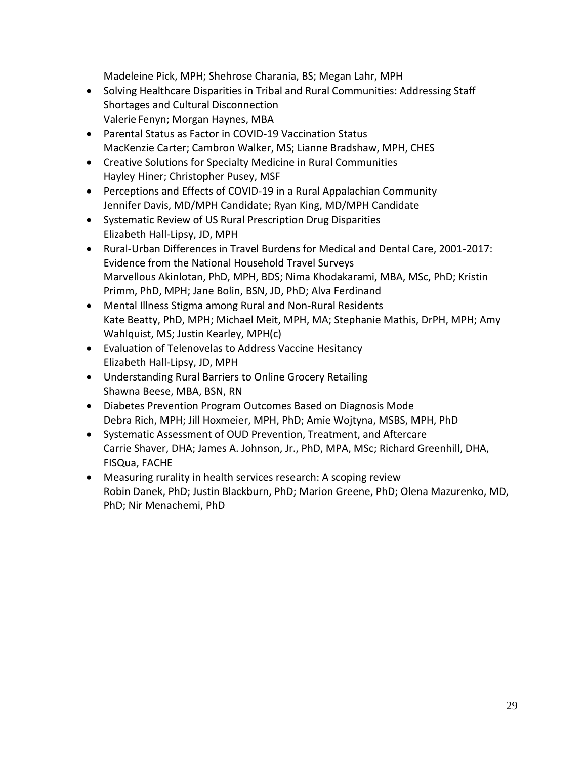Madeleine Pick, MPH; Shehrose Charania, BS; Megan Lahr, MPH

- Solving Healthcare Disparities in Tribal and Rural Communities: Addressing Staff Shortages and Cultural Disconnection  
  Valerie Fenyn; Morgan Haynes, MBA
- Parental Status as Factor in COVID-19 Vaccination Status  
  MacKenzie Carter; Cambron Walker, MS; Lianne Bradshaw, MPH, CHES
- Creative Solutions for Specialty Medicine in Rural Communities  
  Hayley Hiner; Christopher Pusey, MSF
- Perceptions and Effects of COVID-19 in a Rural Appalachian Community  
  Jennifer Davis, MD/MPH Candidate; Ryan King, MD/MPH Candidate
- Systematic Review of US Rural Prescription Drug Disparities  
  Elizabeth Hall-Lipsy, JD, MPH
- Rural-Urban Differences in Travel Burdens for Medical and Dental Care, 2001-2017: Evidence from the National Household Travel Surveys  
  Marvellous Akinlotan, PhD, MPH, BDS; Nima Khodakarami, MBA, MSc, PhD; Kristin Primm, PhD, MPH; Jane Bolin, BSN, JD, PhD; Alva Ferdinand
- Mental Illness Stigma among Rural and Non-Rural Residents  
  Kate Beatty, PhD, MPH; Michael Meit, MPH, MA; Stephanie Mathis, DrPH, MPH; Amy Wahlquist, MS; Justin Kearley, MPH(c)
- Evaluation of Telenovelas to Address Vaccine Hesitancy  
  Elizabeth Hall-Lipsy, JD, MPH
- Understanding Rural Barriers to Online Grocery Retailing  
  Shawna Beese, MBA, BSN, RN
- Diabetes Prevention Program Outcomes Based on Diagnosis Mode  
  Debra Rich, MPH; Jill Hoxmeier, MPH, PhD; Amie Wojtyna, MSBS, MPH, PhD
- Systematic Assessment of OUD Prevention, Treatment, and Aftercare  
  Carrie Shaver, DHA; James A. Johnson, Jr., PhD, MPA, MSc; Richard Greenhill, DHA, FISQua, FACHE
- Measuring rurality in health services research: A scoping review  
  Robin Danek, PhD; Justin Blackburn, PhD; Marion Greene, PhD; Olena Mazurenko, MD, PhD; Nir Menachemi, PhD